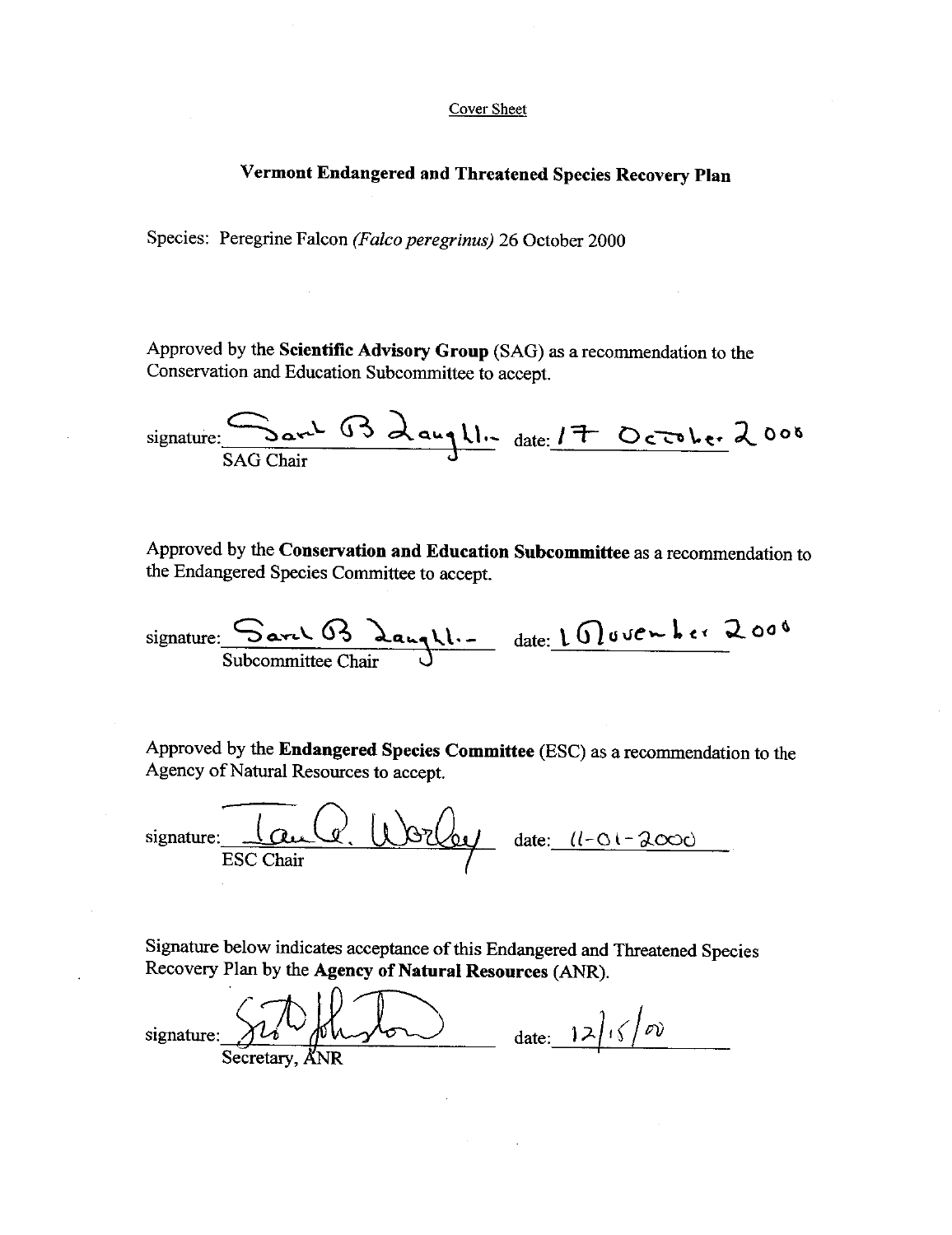Cover Sheet

# Vermont Endangered and Threatened Species Recovery Plan

Species: Peregrine Falcon *(Falco peregrinus)* 26 October 2000

Approved by the **Scientific Advisory Group** (SAG) as a recommendation to the Conservation and Education Subcommittee to accept.

signature: Sarah B. Laughlin date: 17 October 2000
SAG Chair

Approved by the **Conservation and Education Subcommittee** as a recommendation to the Endangered Species Committee to accept.

signature: Sarah B. Laughlin date: 1 November 2000
Subcommittee Chair

Approved by the **Endangered Species Committee** (ESC) as a recommendation to the Agency of Natural Resources to accept.

signature: Ian A. Worley date: 11-01-2000
ESC Chair

Signature below indicates acceptance of this Endangered and Threatened Species Recovery Plan by the **Agency of Natural Resources** (ANR).

signature: Scott Johnstone date: 12/15/00
Secretary, ANR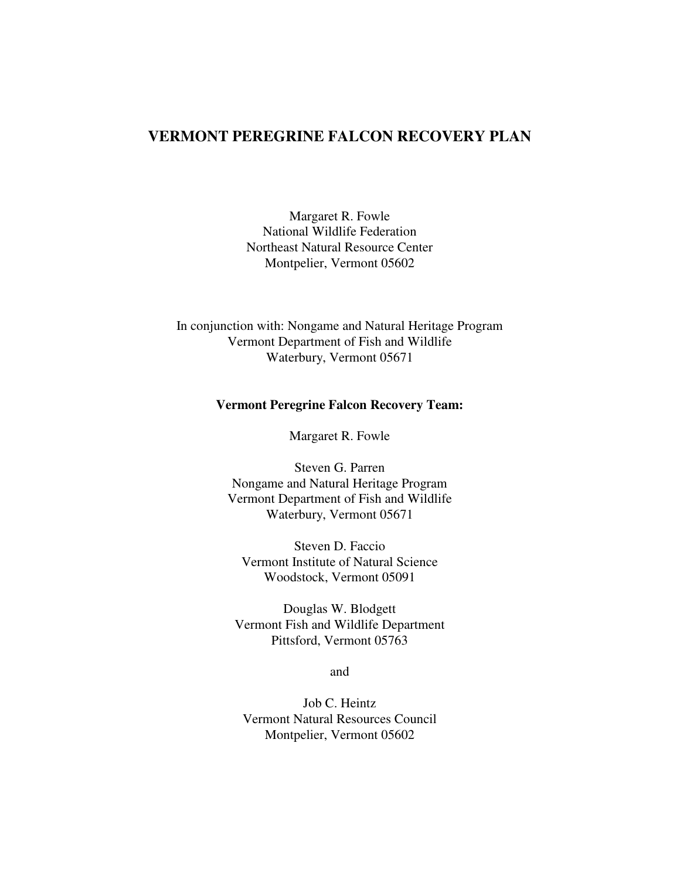# VERMONT PEREGRINE FALCON RECOVERY PLAN

Margaret R. Fowle
National Wildlife Federation
Northeast Natural Resource Center
Montpelier, Vermont 05602

In conjunction with: Nongame and Natural Heritage Program
Vermont Department of Fish and Wildlife
Waterbury, Vermont 05671

**Vermont Peregrine Falcon Recovery Team:**

Margaret R. Fowle

Steven G. Parren
Nongame and Natural Heritage Program
Vermont Department of Fish and Wildlife
Waterbury, Vermont 05671

Steven D. Faccio
Vermont Institute of Natural Science
Woodstock, Vermont 05091

Douglas W. Blodgett
Vermont Fish and Wildlife Department
Pittsford, Vermont 05763

and

Job C. Heintz
Vermont Natural Resources Council
Montpelier, Vermont 05602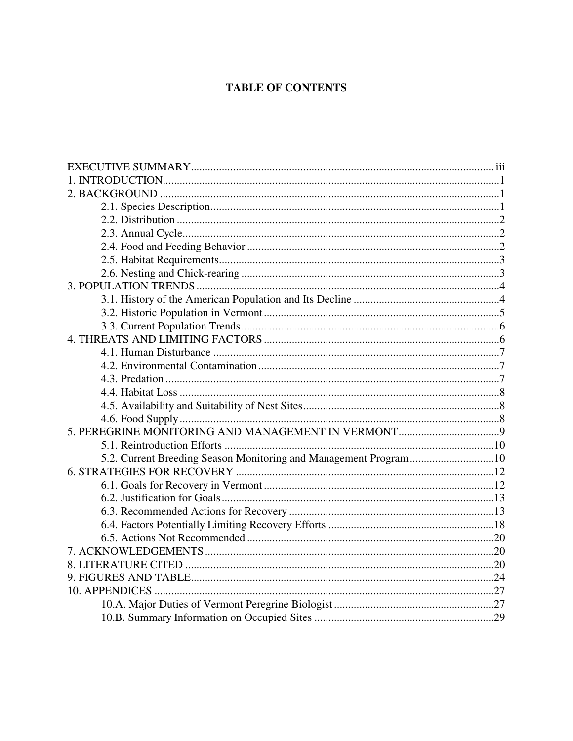# TABLE OF CONTENTS

EXECUTIVE SUMMARY ..... iii
1. INTRODUCTION ..... 1
2. BACKGROUND ..... 1
  - 2.1. Species Description ..... 1
  - 2.2. Distribution ..... 2
  - 2.3. Annual Cycle ..... 2
  - 2.4. Food and Feeding Behavior ..... 2
  - 2.5. Habitat Requirements ..... 3
  - 2.6. Nesting and Chick-rearing ..... 3

3. POPULATION TRENDS ..... 4
  - 3.1. History of the American Population and Its Decline ..... 4
  - 3.2. Historic Population in Vermont ..... 5
  - 3.3. Current Population Trends ..... 6

4. THREATS AND LIMITING FACTORS ..... 6
  - 4.1. Human Disturbance ..... 7
  - 4.2. Environmental Contamination ..... 7
  - 4.3. Predation ..... 7
  - 4.4. Habitat Loss ..... 8
  - 4.5. Availability and Suitability of Nest Sites ..... 8
  - 4.6. Food Supply ..... 8

5. PEREGRINE MONITORING AND MANAGEMENT IN VERMONT ..... 9
  - 5.1. Reintroduction Efforts ..... 10
  - 5.2. Current Breeding Season Monitoring and Management Program ..... 10

6. STRATEGIES FOR RECOVERY ..... 12
  - 6.1. Goals for Recovery in Vermont ..... 12
  - 6.2. Justification for Goals ..... 13
  - 6.3. Recommended Actions for Recovery ..... 13
  - 6.4. Factors Potentially Limiting Recovery Efforts ..... 18
  - 6.5. Actions Not Recommended ..... 20

7. ACKNOWLEDGEMENTS ..... 20
8. LITERATURE CITED ..... 20
9. FIGURES AND TABLE ..... 24
10. APPENDICES ..... 27
  - 10.A. Major Duties of Vermont Peregrine Biologist ..... 27
  - 10.B. Summary Information on Occupied Sites ..... 29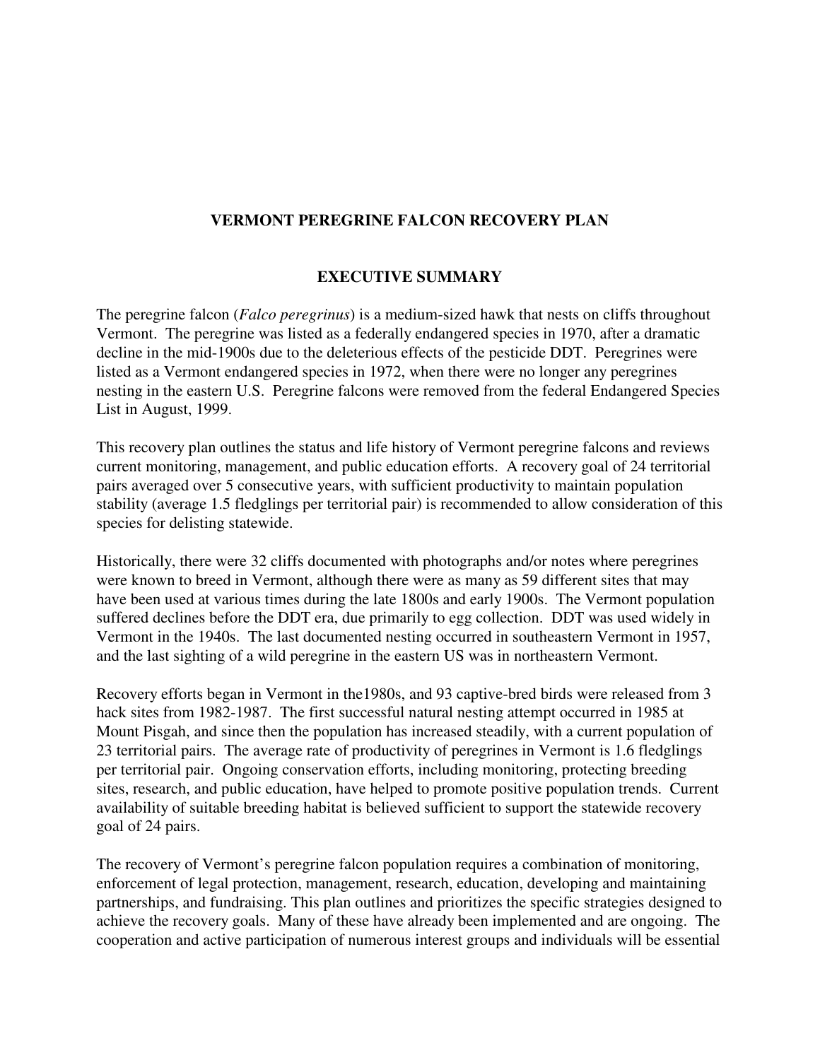# VERMONT PEREGRINE FALCON RECOVERY PLAN

## EXECUTIVE SUMMARY

The peregrine falcon (*Falco peregrinus*) is a medium-sized hawk that nests on cliffs throughout Vermont. The peregrine was listed as a federally endangered species in 1970, after a dramatic decline in the mid-1900s due to the deleterious effects of the pesticide DDT. Peregrines were listed as a Vermont endangered species in 1972, when there were no longer any peregrines nesting in the eastern U.S. Peregrine falcons were removed from the federal Endangered Species List in August, 1999.

This recovery plan outlines the status and life history of Vermont peregrine falcons and reviews current monitoring, management, and public education efforts. A recovery goal of 24 territorial pairs averaged over 5 consecutive years, with sufficient productivity to maintain population stability (average 1.5 fledglings per territorial pair) is recommended to allow consideration of this species for delisting statewide.

Historically, there were 32 cliffs documented with photographs and/or notes where peregrines were known to breed in Vermont, although there were as many as 59 different sites that may have been used at various times during the late 1800s and early 1900s. The Vermont population suffered declines before the DDT era, due primarily to egg collection. DDT was used widely in Vermont in the 1940s. The last documented nesting occurred in southeastern Vermont in 1957, and the last sighting of a wild peregrine in the eastern US was in northeastern Vermont.

Recovery efforts began in Vermont in the1980s, and 93 captive-bred birds were released from 3 hack sites from 1982-1987. The first successful natural nesting attempt occurred in 1985 at Mount Pisgah, and since then the population has increased steadily, with a current population of 23 territorial pairs. The average rate of productivity of peregrines in Vermont is 1.6 fledglings per territorial pair. Ongoing conservation efforts, including monitoring, protecting breeding sites, research, and public education, have helped to promote positive population trends. Current availability of suitable breeding habitat is believed sufficient to support the statewide recovery goal of 24 pairs.

The recovery of Vermont's peregrine falcon population requires a combination of monitoring, enforcement of legal protection, management, research, education, developing and maintaining partnerships, and fundraising. This plan outlines and prioritizes the specific strategies designed to achieve the recovery goals. Many of these have already been implemented and are ongoing. The cooperation and active participation of numerous interest groups and individuals will be essential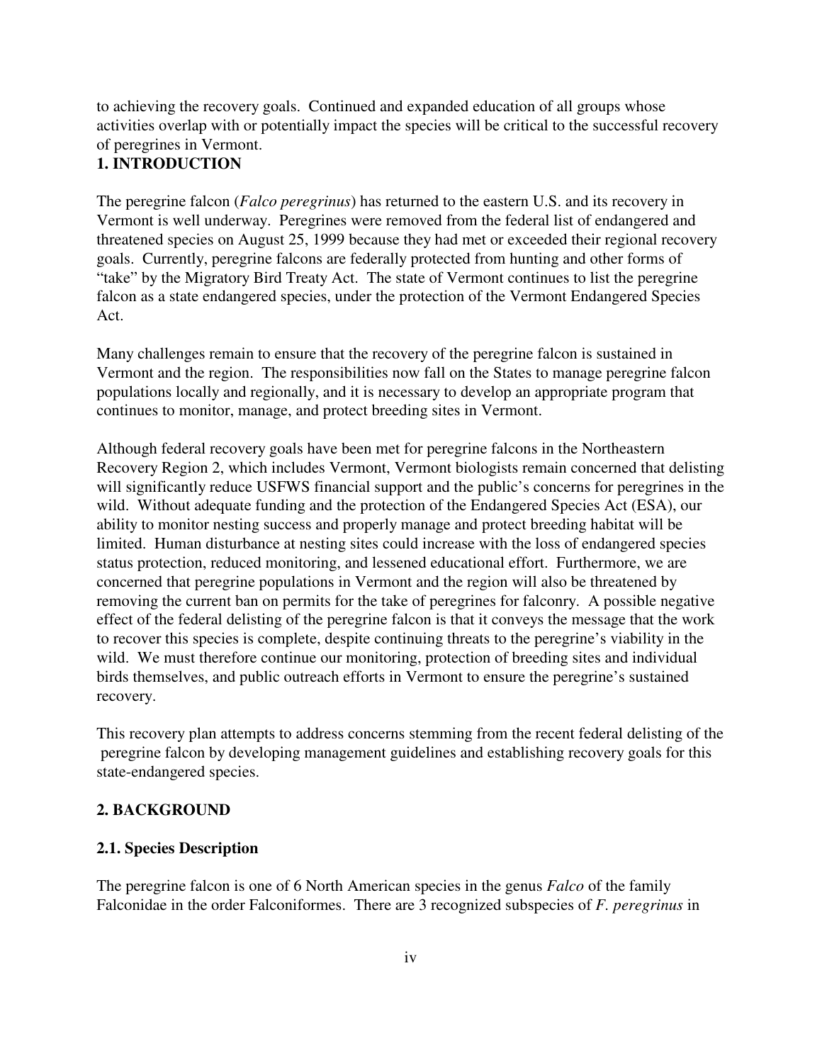to achieving the recovery goals. Continued and expanded education of all groups whose activities overlap with or potentially impact the species will be critical to the successful recovery of peregrines in Vermont.

# 1. INTRODUCTION

The peregrine falcon (*Falco peregrinus*) has returned to the eastern U.S. and its recovery in Vermont is well underway. Peregrines were removed from the federal list of endangered and threatened species on August 25, 1999 because they had met or exceeded their regional recovery goals. Currently, peregrine falcons are federally protected from hunting and other forms of "take" by the Migratory Bird Treaty Act. The state of Vermont continues to list the peregrine falcon as a state endangered species, under the protection of the Vermont Endangered Species Act.

Many challenges remain to ensure that the recovery of the peregrine falcon is sustained in Vermont and the region. The responsibilities now fall on the States to manage peregrine falcon populations locally and regionally, and it is necessary to develop an appropriate program that continues to monitor, manage, and protect breeding sites in Vermont.

Although federal recovery goals have been met for peregrine falcons in the Northeastern Recovery Region 2, which includes Vermont, Vermont biologists remain concerned that delisting will significantly reduce USFWS financial support and the public's concerns for peregrines in the wild. Without adequate funding and the protection of the Endangered Species Act (ESA), our ability to monitor nesting success and properly manage and protect breeding habitat will be limited. Human disturbance at nesting sites could increase with the loss of endangered species status protection, reduced monitoring, and lessened educational effort. Furthermore, we are concerned that peregrine populations in Vermont and the region will also be threatened by removing the current ban on permits for the take of peregrines for falconry. A possible negative effect of the federal delisting of the peregrine falcon is that it conveys the message that the work to recover this species is complete, despite continuing threats to the peregrine's viability in the wild. We must therefore continue our monitoring, protection of breeding sites and individual birds themselves, and public outreach efforts in Vermont to ensure the peregrine's sustained recovery.

This recovery plan attempts to address concerns stemming from the recent federal delisting of the peregrine falcon by developing management guidelines and establishing recovery goals for this state-endangered species.

# 2. BACKGROUND

## 2.1. Species Description

The peregrine falcon is one of 6 North American species in the genus *Falco* of the family Falconidae in the order Falconiformes. There are 3 recognized subspecies of *F. peregrinus* in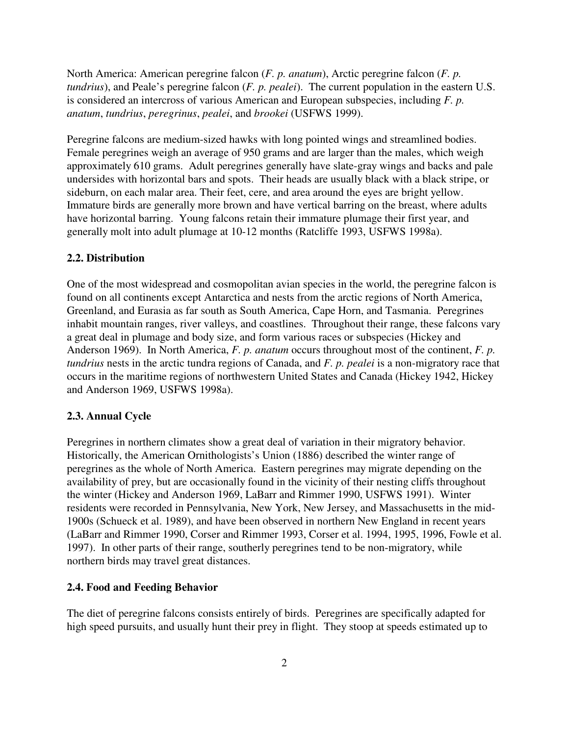North America: American peregrine falcon (*F. p. anatum*), Arctic peregrine falcon (*F. p. tundrius*), and Peale's peregrine falcon (*F. p. pealei*). The current population in the eastern U.S. is considered an intercross of various American and European subspecies, including *F. p. anatum*, *tundrius*, *peregrinus*, *pealei*, and *brookei* (USFWS 1999).

Peregrine falcons are medium-sized hawks with long pointed wings and streamlined bodies. Female peregrines weigh an average of 950 grams and are larger than the males, which weigh approximately 610 grams. Adult peregrines generally have slate-gray wings and backs and pale undersides with horizontal bars and spots. Their heads are usually black with a black stripe, or sideburn, on each malar area. Their feet, cere, and area around the eyes are bright yellow. Immature birds are generally more brown and have vertical barring on the breast, where adults have horizontal barring. Young falcons retain their immature plumage their first year, and generally molt into adult plumage at 10-12 months (Ratcliffe 1993, USFWS 1998a).

## 2.2. Distribution

One of the most widespread and cosmopolitan avian species in the world, the peregrine falcon is found on all continents except Antarctica and nests from the arctic regions of North America, Greenland, and Eurasia as far south as South America, Cape Horn, and Tasmania. Peregrines inhabit mountain ranges, river valleys, and coastlines. Throughout their range, these falcons vary a great deal in plumage and body size, and form various races or subspecies (Hickey and Anderson 1969). In North America, *F. p. anatum* occurs throughout most of the continent, *F. p. tundrius* nests in the arctic tundra regions of Canada, and *F. p. pealei* is a non-migratory race that occurs in the maritime regions of northwestern United States and Canada (Hickey 1942, Hickey and Anderson 1969, USFWS 1998a).

## 2.3. Annual Cycle

Peregrines in northern climates show a great deal of variation in their migratory behavior. Historically, the American Ornithologists's Union (1886) described the winter range of peregrines as the whole of North America. Eastern peregrines may migrate depending on the availability of prey, but are occasionally found in the vicinity of their nesting cliffs throughout the winter (Hickey and Anderson 1969, LaBarr and Rimmer 1990, USFWS 1991). Winter residents were recorded in Pennsylvania, New York, New Jersey, and Massachusetts in the mid-1900s (Schueck et al. 1989), and have been observed in northern New England in recent years (LaBarr and Rimmer 1990, Corser and Rimmer 1993, Corser et al. 1994, 1995, 1996, Fowle et al. 1997). In other parts of their range, southerly peregrines tend to be non-migratory, while northern birds may travel great distances.

## 2.4. Food and Feeding Behavior

The diet of peregrine falcons consists entirely of birds. Peregrines are specifically adapted for high speed pursuits, and usually hunt their prey in flight. They stoop at speeds estimated up to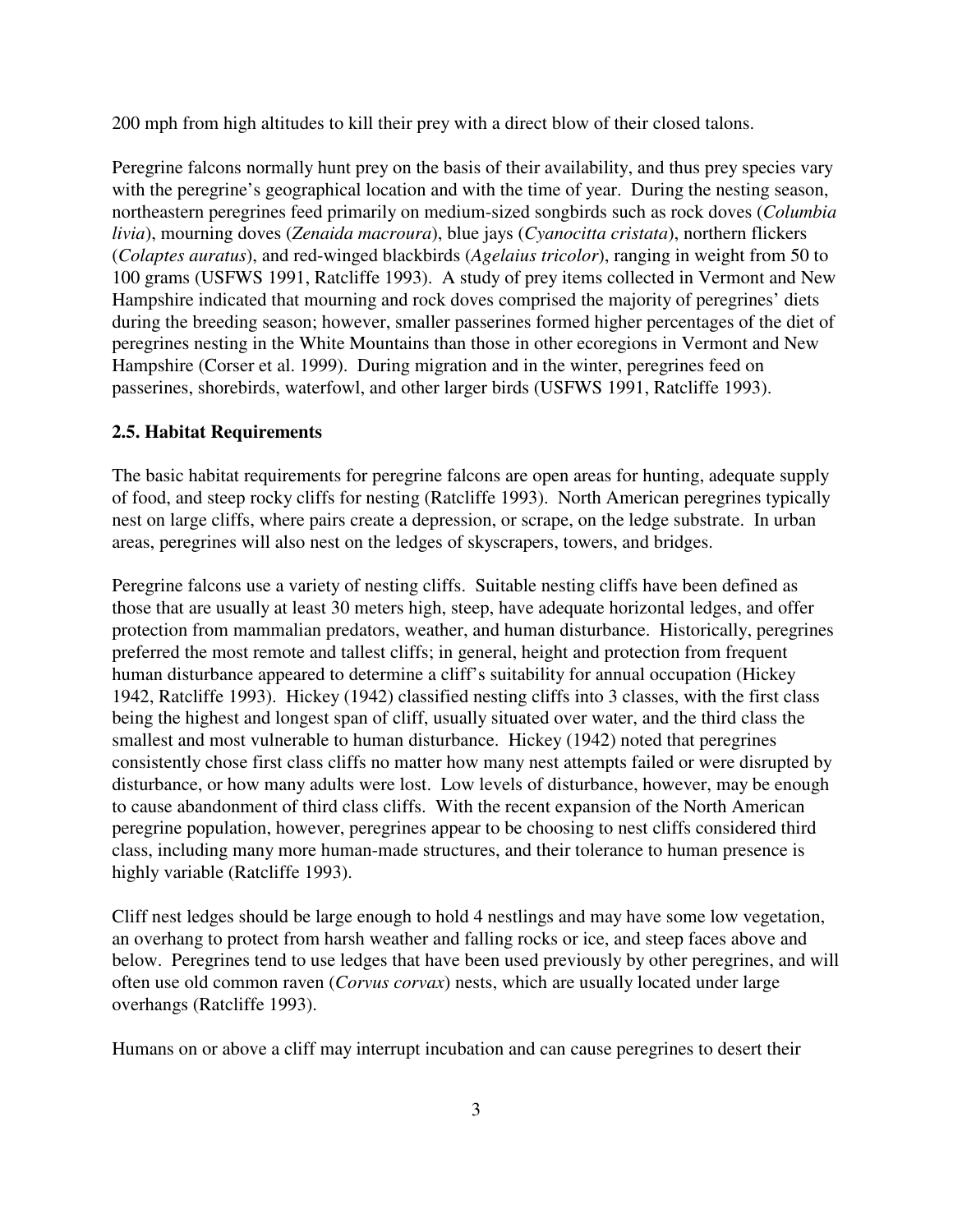200 mph from high altitudes to kill their prey with a direct blow of their closed talons.

Peregrine falcons normally hunt prey on the basis of their availability, and thus prey species vary with the peregrine's geographical location and with the time of year. During the nesting season, northeastern peregrines feed primarily on medium-sized songbirds such as rock doves (*Columbia livia*), mourning doves (*Zenaida macroura*), blue jays (*Cyanocitta cristata*), northern flickers (*Colaptes auratus*), and red-winged blackbirds (*Agelaius tricolor*), ranging in weight from 50 to 100 grams (USFWS 1991, Ratcliffe 1993). A study of prey items collected in Vermont and New Hampshire indicated that mourning and rock doves comprised the majority of peregrines' diets during the breeding season; however, smaller passerines formed higher percentages of the diet of peregrines nesting in the White Mountains than those in other ecoregions in Vermont and New Hampshire (Corser et al. 1999). During migration and in the winter, peregrines feed on passerines, shorebirds, waterfowl, and other larger birds (USFWS 1991, Ratcliffe 1993).

### 2.5. Habitat Requirements

The basic habitat requirements for peregrine falcons are open areas for hunting, adequate supply of food, and steep rocky cliffs for nesting (Ratcliffe 1993). North American peregrines typically nest on large cliffs, where pairs create a depression, or scrape, on the ledge substrate. In urban areas, peregrines will also nest on the ledges of skyscrapers, towers, and bridges.

Peregrine falcons use a variety of nesting cliffs. Suitable nesting cliffs have been defined as those that are usually at least 30 meters high, steep, have adequate horizontal ledges, and offer protection from mammalian predators, weather, and human disturbance. Historically, peregrines preferred the most remote and tallest cliffs; in general, height and protection from frequent human disturbance appeared to determine a cliff's suitability for annual occupation (Hickey 1942, Ratcliffe 1993). Hickey (1942) classified nesting cliffs into 3 classes, with the first class being the highest and longest span of cliff, usually situated over water, and the third class the smallest and most vulnerable to human disturbance. Hickey (1942) noted that peregrines consistently chose first class cliffs no matter how many nest attempts failed or were disrupted by disturbance, or how many adults were lost. Low levels of disturbance, however, may be enough to cause abandonment of third class cliffs. With the recent expansion of the North American peregrine population, however, peregrines appear to be choosing to nest cliffs considered third class, including many more human-made structures, and their tolerance to human presence is highly variable (Ratcliffe 1993).

Cliff nest ledges should be large enough to hold 4 nestlings and may have some low vegetation, an overhang to protect from harsh weather and falling rocks or ice, and steep faces above and below. Peregrines tend to use ledges that have been used previously by other peregrines, and will often use old common raven (*Corvus corvax*) nests, which are usually located under large overhangs (Ratcliffe 1993).

Humans on or above a cliff may interrupt incubation and can cause peregrines to desert their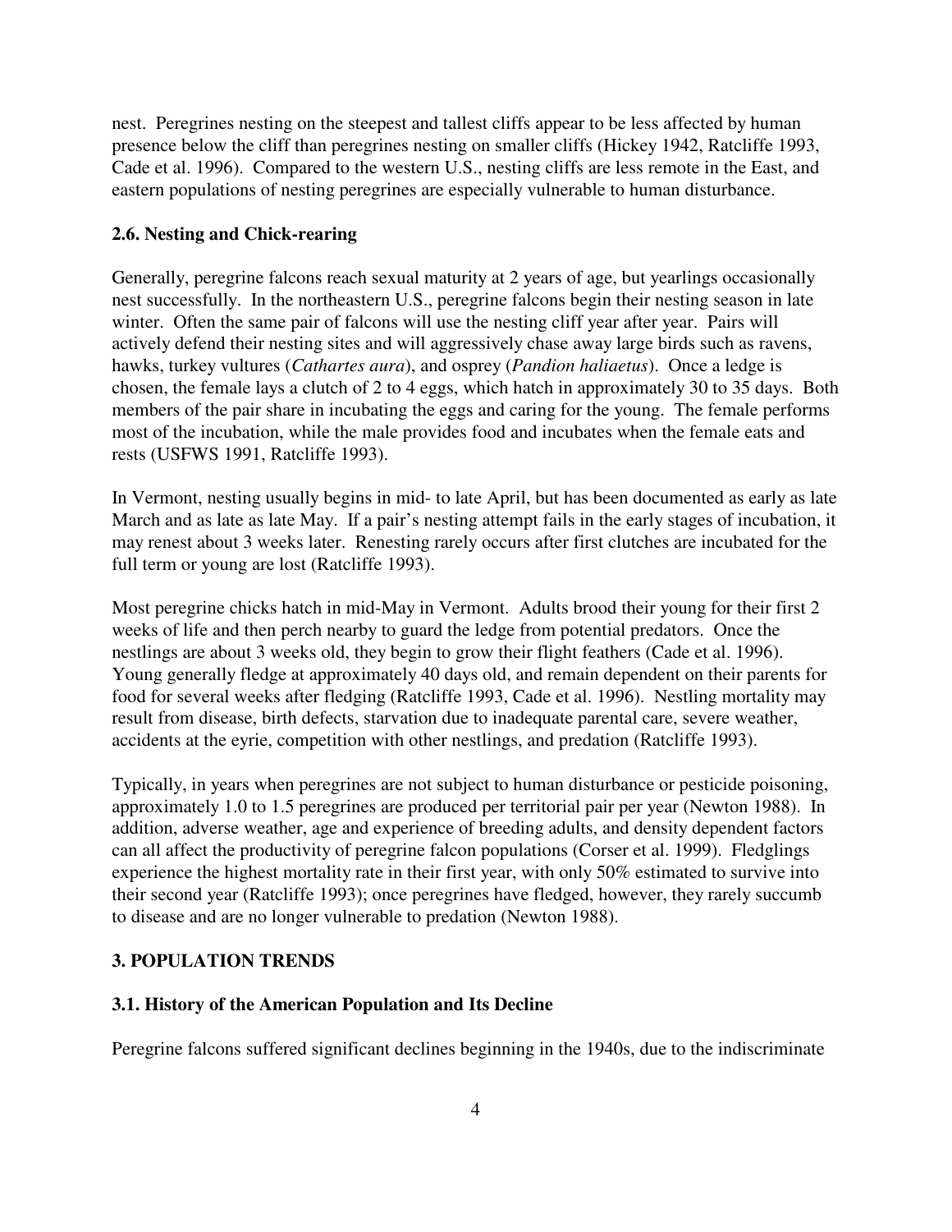nest. Peregrines nesting on the steepest and tallest cliffs appear to be less affected by human presence below the cliff than peregrines nesting on smaller cliffs (Hickey 1942, Ratcliffe 1993, Cade et al. 1996). Compared to the western U.S., nesting cliffs are less remote in the East, and eastern populations of nesting peregrines are especially vulnerable to human disturbance.

### 2.6. Nesting and Chick-rearing

Generally, peregrine falcons reach sexual maturity at 2 years of age, but yearlings occasionally nest successfully. In the northeastern U.S., peregrine falcons begin their nesting season in late winter. Often the same pair of falcons will use the nesting cliff year after year. Pairs will actively defend their nesting sites and will aggressively chase away large birds such as ravens, hawks, turkey vultures (*Cathartes aura*), and osprey (*Pandion haliaetus*). Once a ledge is chosen, the female lays a clutch of 2 to 4 eggs, which hatch in approximately 30 to 35 days. Both members of the pair share in incubating the eggs and caring for the young. The female performs most of the incubation, while the male provides food and incubates when the female eats and rests (USFWS 1991, Ratcliffe 1993).

In Vermont, nesting usually begins in mid- to late April, but has been documented as early as late March and as late as late May. If a pair's nesting attempt fails in the early stages of incubation, it may renest about 3 weeks later. Renesting rarely occurs after first clutches are incubated for the full term or young are lost (Ratcliffe 1993).

Most peregrine chicks hatch in mid-May in Vermont. Adults brood their young for their first 2 weeks of life and then perch nearby to guard the ledge from potential predators. Once the nestlings are about 3 weeks old, they begin to grow their flight feathers (Cade et al. 1996). Young generally fledge at approximately 40 days old, and remain dependent on their parents for food for several weeks after fledging (Ratcliffe 1993, Cade et al. 1996). Nestling mortality may result from disease, birth defects, starvation due to inadequate parental care, severe weather, accidents at the eyrie, competition with other nestlings, and predation (Ratcliffe 1993).

Typically, in years when peregrines are not subject to human disturbance or pesticide poisoning, approximately 1.0 to 1.5 peregrines are produced per territorial pair per year (Newton 1988). In addition, adverse weather, age and experience of breeding adults, and density dependent factors can all affect the productivity of peregrine falcon populations (Corser et al. 1999). Fledglings experience the highest mortality rate in their first year, with only 50% estimated to survive into their second year (Ratcliffe 1993); once peregrines have fledged, however, they rarely succumb to disease and are no longer vulnerable to predation (Newton 1988).

## 3. POPULATION TRENDS

### 3.1. History of the American Population and Its Decline

Peregrine falcons suffered significant declines beginning in the 1940s, due to the indiscriminate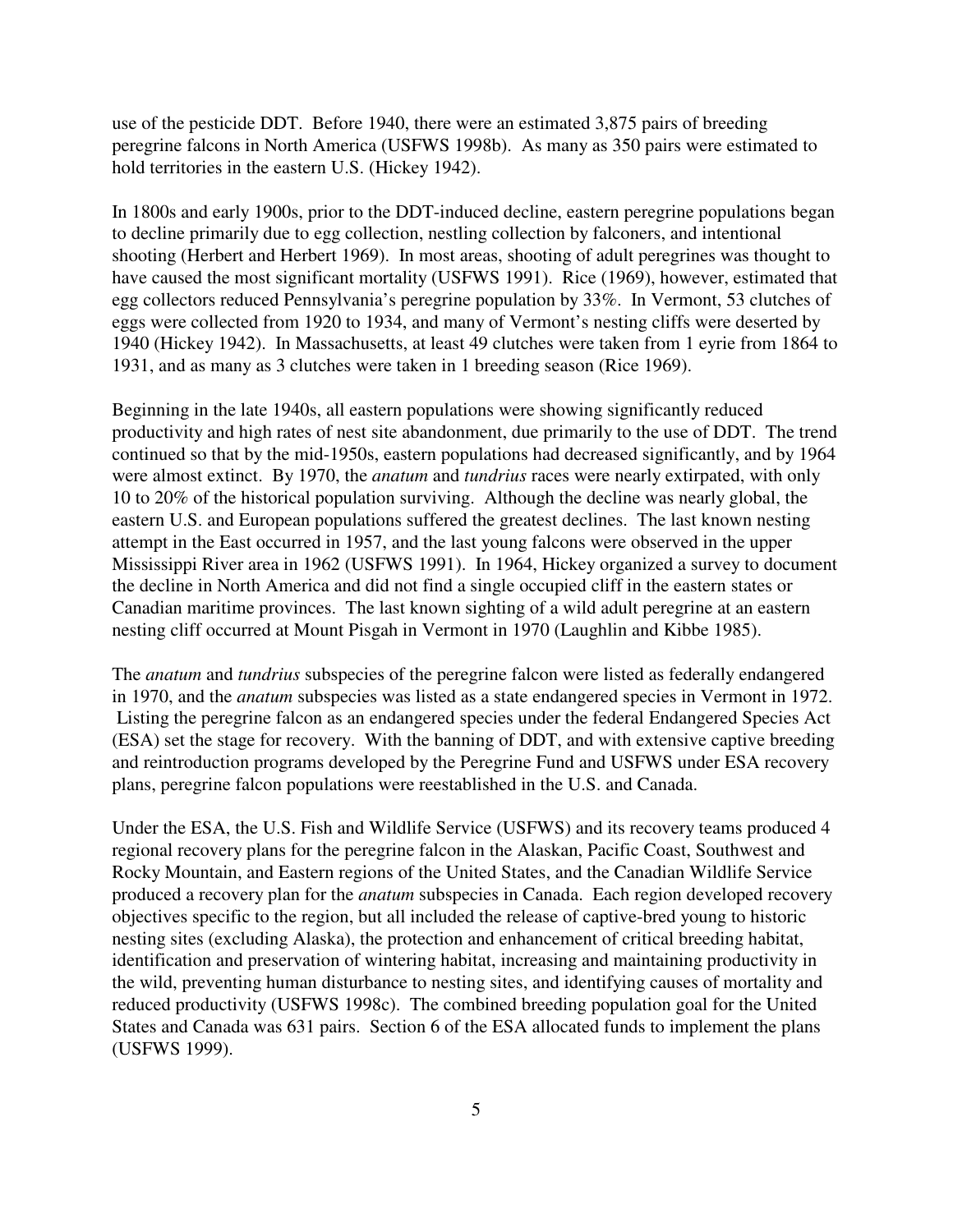use of the pesticide DDT. Before 1940, there were an estimated 3,875 pairs of breeding peregrine falcons in North America (USFWS 1998b). As many as 350 pairs were estimated to hold territories in the eastern U.S. (Hickey 1942).

In 1800s and early 1900s, prior to the DDT-induced decline, eastern peregrine populations began to decline primarily due to egg collection, nestling collection by falconers, and intentional shooting (Herbert and Herbert 1969). In most areas, shooting of adult peregrines was thought to have caused the most significant mortality (USFWS 1991). Rice (1969), however, estimated that egg collectors reduced Pennsylvania's peregrine population by 33%. In Vermont, 53 clutches of eggs were collected from 1920 to 1934, and many of Vermont's nesting cliffs were deserted by 1940 (Hickey 1942). In Massachusetts, at least 49 clutches were taken from 1 eyrie from 1864 to 1931, and as many as 3 clutches were taken in 1 breeding season (Rice 1969).

Beginning in the late 1940s, all eastern populations were showing significantly reduced productivity and high rates of nest site abandonment, due primarily to the use of DDT. The trend continued so that by the mid-1950s, eastern populations had decreased significantly, and by 1964 were almost extinct. By 1970, the *anatum* and *tundrius* races were nearly extirpated, with only 10 to 20% of the historical population surviving. Although the decline was nearly global, the eastern U.S. and European populations suffered the greatest declines. The last known nesting attempt in the East occurred in 1957, and the last young falcons were observed in the upper Mississippi River area in 1962 (USFWS 1991). In 1964, Hickey organized a survey to document the decline in North America and did not find a single occupied cliff in the eastern states or Canadian maritime provinces. The last known sighting of a wild adult peregrine at an eastern nesting cliff occurred at Mount Pisgah in Vermont in 1970 (Laughlin and Kibbe 1985).

The *anatum* and *tundrius* subspecies of the peregrine falcon were listed as federally endangered in 1970, and the *anatum* subspecies was listed as a state endangered species in Vermont in 1972. Listing the peregrine falcon as an endangered species under the federal Endangered Species Act (ESA) set the stage for recovery. With the banning of DDT, and with extensive captive breeding and reintroduction programs developed by the Peregrine Fund and USFWS under ESA recovery plans, peregrine falcon populations were reestablished in the U.S. and Canada.

Under the ESA, the U.S. Fish and Wildlife Service (USFWS) and its recovery teams produced 4 regional recovery plans for the peregrine falcon in the Alaskan, Pacific Coast, Southwest and Rocky Mountain, and Eastern regions of the United States, and the Canadian Wildlife Service produced a recovery plan for the *anatum* subspecies in Canada. Each region developed recovery objectives specific to the region, but all included the release of captive-bred young to historic nesting sites (excluding Alaska), the protection and enhancement of critical breeding habitat, identification and preservation of wintering habitat, increasing and maintaining productivity in the wild, preventing human disturbance to nesting sites, and identifying causes of mortality and reduced productivity (USFWS 1998c). The combined breeding population goal for the United States and Canada was 631 pairs. Section 6 of the ESA allocated funds to implement the plans (USFWS 1999).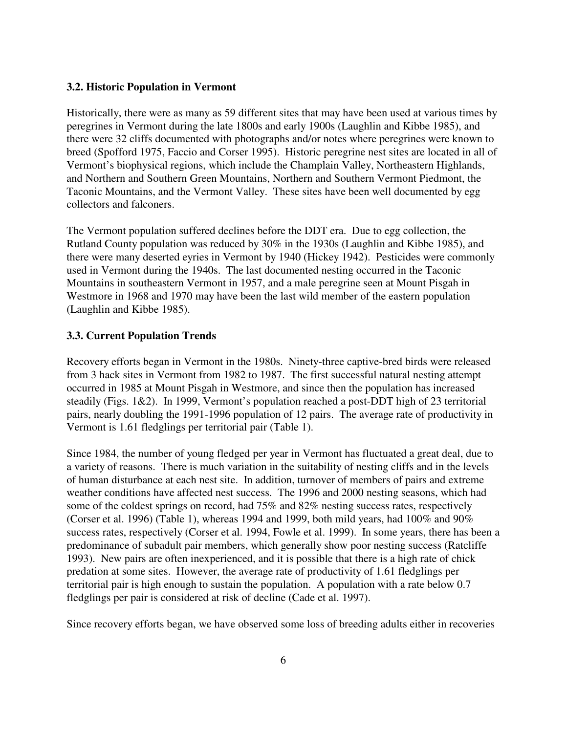### 3.2. Historic Population in Vermont

Historically, there were as many as 59 different sites that may have been used at various times by peregrines in Vermont during the late 1800s and early 1900s (Laughlin and Kibbe 1985), and there were 32 cliffs documented with photographs and/or notes where peregrines were known to breed (Spofford 1975, Faccio and Corser 1995). Historic peregrine nest sites are located in all of Vermont's biophysical regions, which include the Champlain Valley, Northeastern Highlands, and Northern and Southern Green Mountains, Northern and Southern Vermont Piedmont, the Taconic Mountains, and the Vermont Valley. These sites have been well documented by egg collectors and falconers.

The Vermont population suffered declines before the DDT era. Due to egg collection, the Rutland County population was reduced by 30% in the 1930s (Laughlin and Kibbe 1985), and there were many deserted eyries in Vermont by 1940 (Hickey 1942). Pesticides were commonly used in Vermont during the 1940s. The last documented nesting occurred in the Taconic Mountains in southeastern Vermont in 1957, and a male peregrine seen at Mount Pisgah in Westmore in 1968 and 1970 may have been the last wild member of the eastern population (Laughlin and Kibbe 1985).

### 3.3. Current Population Trends

Recovery efforts began in Vermont in the 1980s. Ninety-three captive-bred birds were released from 3 hack sites in Vermont from 1982 to 1987. The first successful natural nesting attempt occurred in 1985 at Mount Pisgah in Westmore, and since then the population has increased steadily (Figs. 1&2). In 1999, Vermont's population reached a post-DDT high of 23 territorial pairs, nearly doubling the 1991-1996 population of 12 pairs. The average rate of productivity in Vermont is 1.61 fledglings per territorial pair (Table 1).

Since 1984, the number of young fledged per year in Vermont has fluctuated a great deal, due to a variety of reasons. There is much variation in the suitability of nesting cliffs and in the levels of human disturbance at each nest site. In addition, turnover of members of pairs and extreme weather conditions have affected nest success. The 1996 and 2000 nesting seasons, which had some of the coldest springs on record, had 75% and 82% nesting success rates, respectively (Corser et al. 1996) (Table 1), whereas 1994 and 1999, both mild years, had 100% and 90% success rates, respectively (Corser et al. 1994, Fowle et al. 1999). In some years, there has been a predominance of subadult pair members, which generally show poor nesting success (Ratcliffe 1993). New pairs are often inexperienced, and it is possible that there is a high rate of chick predation at some sites. However, the average rate of productivity of 1.61 fledglings per territorial pair is high enough to sustain the population. A population with a rate below 0.7 fledglings per pair is considered at risk of decline (Cade et al. 1997).

Since recovery efforts began, we have observed some loss of breeding adults either in recoveries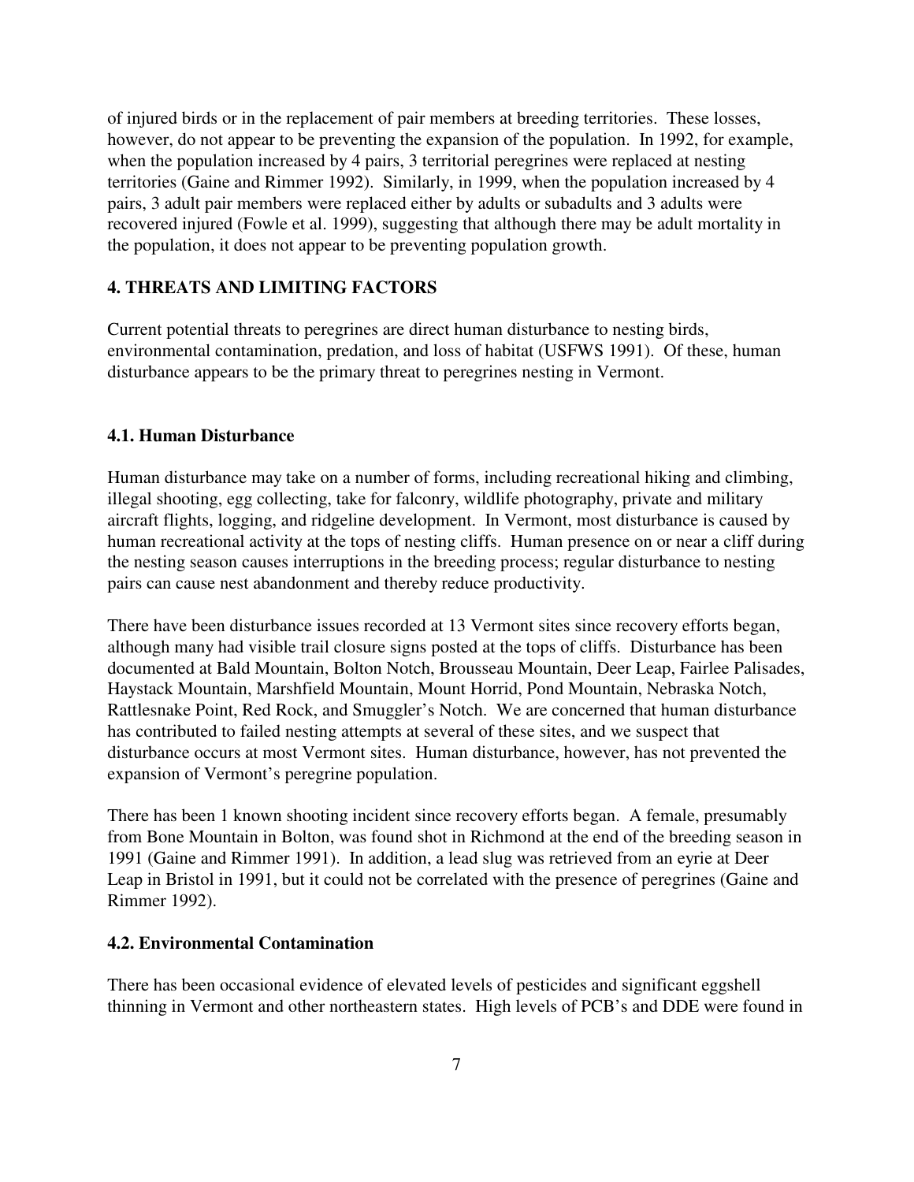of injured birds or in the replacement of pair members at breeding territories. These losses, however, do not appear to be preventing the expansion of the population. In 1992, for example, when the population increased by 4 pairs, 3 territorial peregrines were replaced at nesting territories (Gaine and Rimmer 1992). Similarly, in 1999, when the population increased by 4 pairs, 3 adult pair members were replaced either by adults or subadults and 3 adults were recovered injured (Fowle et al. 1999), suggesting that although there may be adult mortality in the population, it does not appear to be preventing population growth.

## 4. THREATS AND LIMITING FACTORS

Current potential threats to peregrines are direct human disturbance to nesting birds, environmental contamination, predation, and loss of habitat (USFWS 1991). Of these, human disturbance appears to be the primary threat to peregrines nesting in Vermont.

### 4.1. Human Disturbance

Human disturbance may take on a number of forms, including recreational hiking and climbing, illegal shooting, egg collecting, take for falconry, wildlife photography, private and military aircraft flights, logging, and ridgeline development. In Vermont, most disturbance is caused by human recreational activity at the tops of nesting cliffs. Human presence on or near a cliff during the nesting season causes interruptions in the breeding process; regular disturbance to nesting pairs can cause nest abandonment and thereby reduce productivity.

There have been disturbance issues recorded at 13 Vermont sites since recovery efforts began, although many had visible trail closure signs posted at the tops of cliffs. Disturbance has been documented at Bald Mountain, Bolton Notch, Brousseau Mountain, Deer Leap, Fairlee Palisades, Haystack Mountain, Marshfield Mountain, Mount Horrid, Pond Mountain, Nebraska Notch, Rattlesnake Point, Red Rock, and Smuggler's Notch. We are concerned that human disturbance has contributed to failed nesting attempts at several of these sites, and we suspect that disturbance occurs at most Vermont sites. Human disturbance, however, has not prevented the expansion of Vermont's peregrine population.

There has been 1 known shooting incident since recovery efforts began. A female, presumably from Bone Mountain in Bolton, was found shot in Richmond at the end of the breeding season in 1991 (Gaine and Rimmer 1991). In addition, a lead slug was retrieved from an eyrie at Deer Leap in Bristol in 1991, but it could not be correlated with the presence of peregrines (Gaine and Rimmer 1992).

### 4.2. Environmental Contamination

There has been occasional evidence of elevated levels of pesticides and significant eggshell thinning in Vermont and other northeastern states. High levels of PCB's and DDE were found in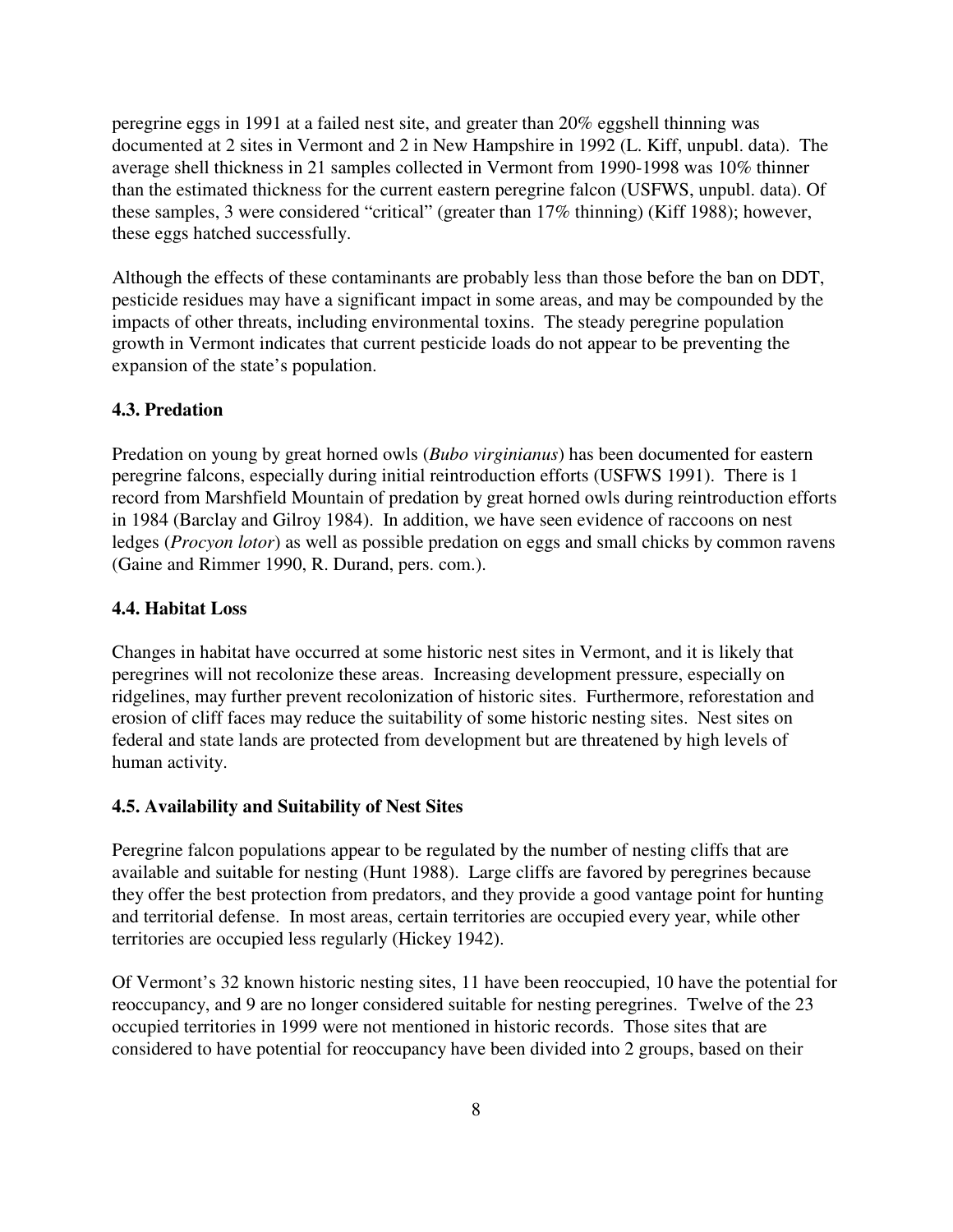peregrine eggs in 1991 at a failed nest site, and greater than 20% eggshell thinning was documented at 2 sites in Vermont and 2 in New Hampshire in 1992 (L. Kiff, unpubl. data). The average shell thickness in 21 samples collected in Vermont from 1990-1998 was 10% thinner than the estimated thickness for the current eastern peregrine falcon (USFWS, unpubl. data). Of these samples, 3 were considered "critical" (greater than 17% thinning) (Kiff 1988); however, these eggs hatched successfully.

Although the effects of these contaminants are probably less than those before the ban on DDT, pesticide residues may have a significant impact in some areas, and may be compounded by the impacts of other threats, including environmental toxins. The steady peregrine population growth in Vermont indicates that current pesticide loads do not appear to be preventing the expansion of the state's population.

### 4.3. Predation

Predation on young by great horned owls (*Bubo virginianus*) has been documented for eastern peregrine falcons, especially during initial reintroduction efforts (USFWS 1991). There is 1 record from Marshfield Mountain of predation by great horned owls during reintroduction efforts in 1984 (Barclay and Gilroy 1984). In addition, we have seen evidence of raccoons on nest ledges (*Procyon lotor*) as well as possible predation on eggs and small chicks by common ravens (Gaine and Rimmer 1990, R. Durand, pers. com.).

### 4.4. Habitat Loss

Changes in habitat have occurred at some historic nest sites in Vermont, and it is likely that peregrines will not recolonize these areas. Increasing development pressure, especially on ridgelines, may further prevent recolonization of historic sites. Furthermore, reforestation and erosion of cliff faces may reduce the suitability of some historic nesting sites. Nest sites on federal and state lands are protected from development but are threatened by high levels of human activity.

### 4.5. Availability and Suitability of Nest Sites

Peregrine falcon populations appear to be regulated by the number of nesting cliffs that are available and suitable for nesting (Hunt 1988). Large cliffs are favored by peregrines because they offer the best protection from predators, and they provide a good vantage point for hunting and territorial defense. In most areas, certain territories are occupied every year, while other territories are occupied less regularly (Hickey 1942).

Of Vermont's 32 known historic nesting sites, 11 have been reoccupied, 10 have the potential for reoccupancy, and 9 are no longer considered suitable for nesting peregrines. Twelve of the 23 occupied territories in 1999 were not mentioned in historic records. Those sites that are considered to have potential for reoccupancy have been divided into 2 groups, based on their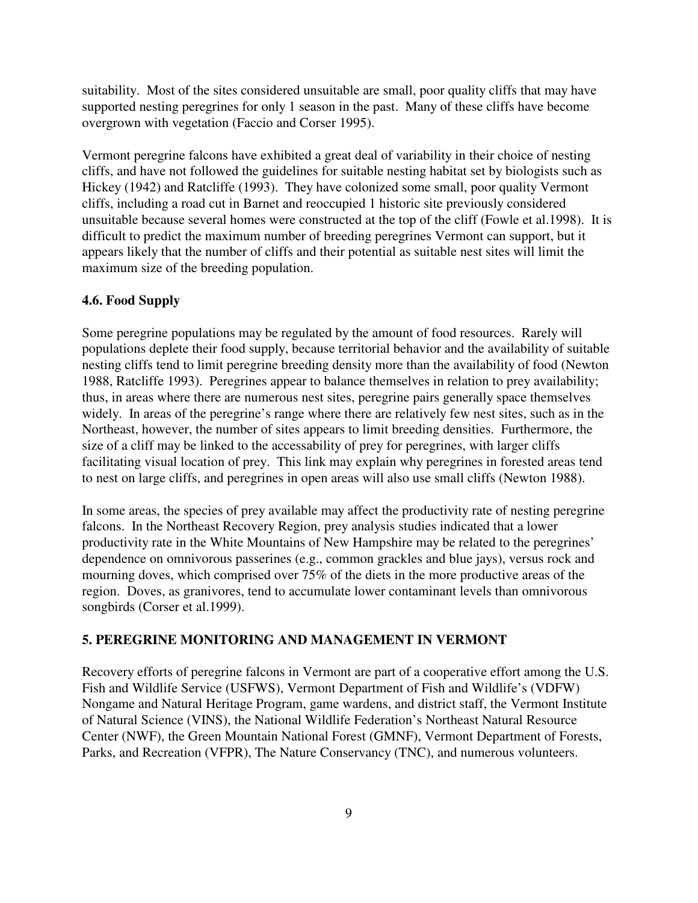suitability. Most of the sites considered unsuitable are small, poor quality cliffs that may have supported nesting peregrines for only 1 season in the past. Many of these cliffs have become overgrown with vegetation (Faccio and Corser 1995).

Vermont peregrine falcons have exhibited a great deal of variability in their choice of nesting cliffs, and have not followed the guidelines for suitable nesting habitat set by biologists such as Hickey (1942) and Ratcliffe (1993). They have colonized some small, poor quality Vermont cliffs, including a road cut in Barnet and reoccupied 1 historic site previously considered unsuitable because several homes were constructed at the top of the cliff (Fowle et al.1998). It is difficult to predict the maximum number of breeding peregrines Vermont can support, but it appears likely that the number of cliffs and their potential as suitable nest sites will limit the maximum size of the breeding population.

### 4.6. Food Supply

Some peregrine populations may be regulated by the amount of food resources. Rarely will populations deplete their food supply, because territorial behavior and the availability of suitable nesting cliffs tend to limit peregrine breeding density more than the availability of food (Newton 1988, Ratcliffe 1993). Peregrines appear to balance themselves in relation to prey availability; thus, in areas where there are numerous nest sites, peregrine pairs generally space themselves widely. In areas of the peregrine's range where there are relatively few nest sites, such as in the Northeast, however, the number of sites appears to limit breeding densities. Furthermore, the size of a cliff may be linked to the accessability of prey for peregrines, with larger cliffs facilitating visual location of prey. This link may explain why peregrines in forested areas tend to nest on large cliffs, and peregrines in open areas will also use small cliffs (Newton 1988).

In some areas, the species of prey available may affect the productivity rate of nesting peregrine falcons. In the Northeast Recovery Region, prey analysis studies indicated that a lower productivity rate in the White Mountains of New Hampshire may be related to the peregrines' dependence on omnivorous passerines (e.g., common grackles and blue jays), versus rock and mourning doves, which comprised over 75% of the diets in the more productive areas of the region. Doves, as granivores, tend to accumulate lower contaminant levels than omnivorous songbirds (Corser et al.1999).

## 5. PEREGRINE MONITORING AND MANAGEMENT IN VERMONT

Recovery efforts of peregrine falcons in Vermont are part of a cooperative effort among the U.S. Fish and Wildlife Service (USFWS), Vermont Department of Fish and Wildlife's (VDFW) Nongame and Natural Heritage Program, game wardens, and district staff, the Vermont Institute of Natural Science (VINS), the National Wildlife Federation's Northeast Natural Resource Center (NWF), the Green Mountain National Forest (GMNF), Vermont Department of Forests, Parks, and Recreation (VFPR), The Nature Conservancy (TNC), and numerous volunteers.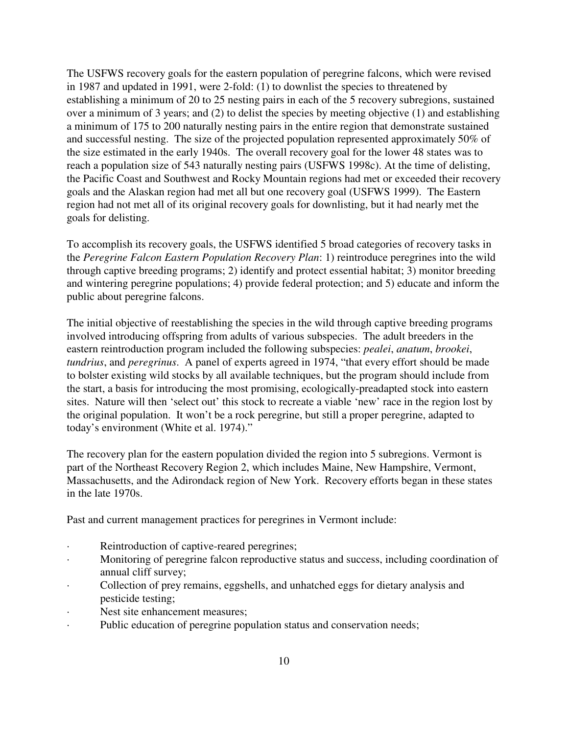The USFWS recovery goals for the eastern population of peregrine falcons, which were revised in 1987 and updated in 1991, were 2-fold: (1) to downlist the species to threatened by establishing a minimum of 20 to 25 nesting pairs in each of the 5 recovery subregions, sustained over a minimum of 3 years; and (2) to delist the species by meeting objective (1) and establishing a minimum of 175 to 200 naturally nesting pairs in the entire region that demonstrate sustained and successful nesting. The size of the projected population represented approximately 50% of the size estimated in the early 1940s. The overall recovery goal for the lower 48 states was to reach a population size of 543 naturally nesting pairs (USFWS 1998c). At the time of delisting, the Pacific Coast and Southwest and Rocky Mountain regions had met or exceeded their recovery goals and the Alaskan region had met all but one recovery goal (USFWS 1999). The Eastern region had not met all of its original recovery goals for downlisting, but it had nearly met the goals for delisting.

To accomplish its recovery goals, the USFWS identified 5 broad categories of recovery tasks in the *Peregrine Falcon Eastern Population Recovery Plan*: 1) reintroduce peregrines into the wild through captive breeding programs; 2) identify and protect essential habitat; 3) monitor breeding and wintering peregrine populations; 4) provide federal protection; and 5) educate and inform the public about peregrine falcons.

The initial objective of reestablishing the species in the wild through captive breeding programs involved introducing offspring from adults of various subspecies. The adult breeders in the eastern reintroduction program included the following subspecies: *pealei*, *anatum*, *brookei*, *tundrius*, and *peregrinus*. A panel of experts agreed in 1974, "that every effort should be made to bolster existing wild stocks by all available techniques, but the program should include from the start, a basis for introducing the most promising, ecologically-preadapted stock into eastern sites. Nature will then 'select out' this stock to recreate a viable 'new' race in the region lost by the original population. It won't be a rock peregrine, but still a proper peregrine, adapted to today's environment (White et al. 1974)."

The recovery plan for the eastern population divided the region into 5 subregions. Vermont is part of the Northeast Recovery Region 2, which includes Maine, New Hampshire, Vermont, Massachusetts, and the Adirondack region of New York. Recovery efforts began in these states in the late 1970s.

Past and current management practices for peregrines in Vermont include:

- Reintroduction of captive-reared peregrines;
- Monitoring of peregrine falcon reproductive status and success, including coordination of annual cliff survey;
- Collection of prey remains, eggshells, and unhatched eggs for dietary analysis and pesticide testing;
- Nest site enhancement measures;
- Public education of peregrine population status and conservation needs;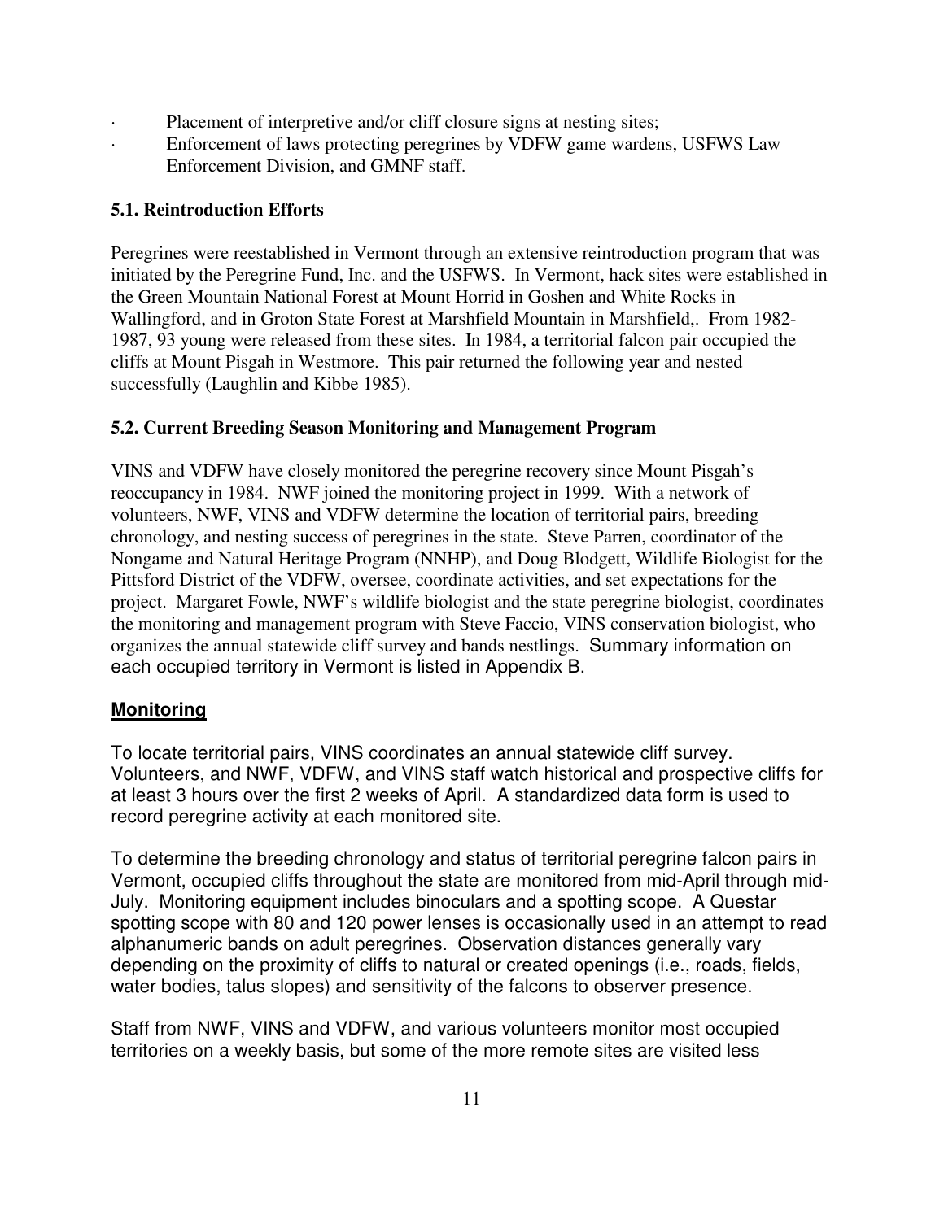- Placement of interpretive and/or cliff closure signs at nesting sites;
- Enforcement of laws protecting peregrines by VDFW game wardens, USFWS Law Enforcement Division, and GMNF staff.

### 5.1. Reintroduction Efforts

Peregrines were reestablished in Vermont through an extensive reintroduction program that was initiated by the Peregrine Fund, Inc. and the USFWS. In Vermont, hack sites were established in the Green Mountain National Forest at Mount Horrid in Goshen and White Rocks in Wallingford, and in Groton State Forest at Marshfield Mountain in Marshfield,. From 1982-1987, 93 young were released from these sites. In 1984, a territorial falcon pair occupied the cliffs at Mount Pisgah in Westmore. This pair returned the following year and nested successfully (Laughlin and Kibbe 1985).

### 5.2. Current Breeding Season Monitoring and Management Program

VINS and VDFW have closely monitored the peregrine recovery since Mount Pisgah's reoccupancy in 1984. NWF joined the monitoring project in 1999. With a network of volunteers, NWF, VINS and VDFW determine the location of territorial pairs, breeding chronology, and nesting success of peregrines in the state. Steve Parren, coordinator of the Nongame and Natural Heritage Program (NNHP), and Doug Blodgett, Wildlife Biologist for the Pittsford District of the VDFW, oversee, coordinate activities, and set expectations for the project. Margaret Fowle, NWF's wildlife biologist and the state peregrine biologist, coordinates the monitoring and management program with Steve Faccio, VINS conservation biologist, who organizes the annual statewide cliff survey and bands nestlings. Summary information on each occupied territory in Vermont is listed in Appendix B.

**Monitoring**

To locate territorial pairs, VINS coordinates an annual statewide cliff survey. Volunteers, and NWF, VDFW, and VINS staff watch historical and prospective cliffs for at least 3 hours over the first 2 weeks of April. A standardized data form is used to record peregrine activity at each monitored site.

To determine the breeding chronology and status of territorial peregrine falcon pairs in Vermont, occupied cliffs throughout the state are monitored from mid-April through mid-July. Monitoring equipment includes binoculars and a spotting scope. A Questar spotting scope with 80 and 120 power lenses is occasionally used in an attempt to read alphanumeric bands on adult peregrines. Observation distances generally vary depending on the proximity of cliffs to natural or created openings (i.e., roads, fields, water bodies, talus slopes) and sensitivity of the falcons to observer presence.

Staff from NWF, VINS and VDFW, and various volunteers monitor most occupied territories on a weekly basis, but some of the more remote sites are visited less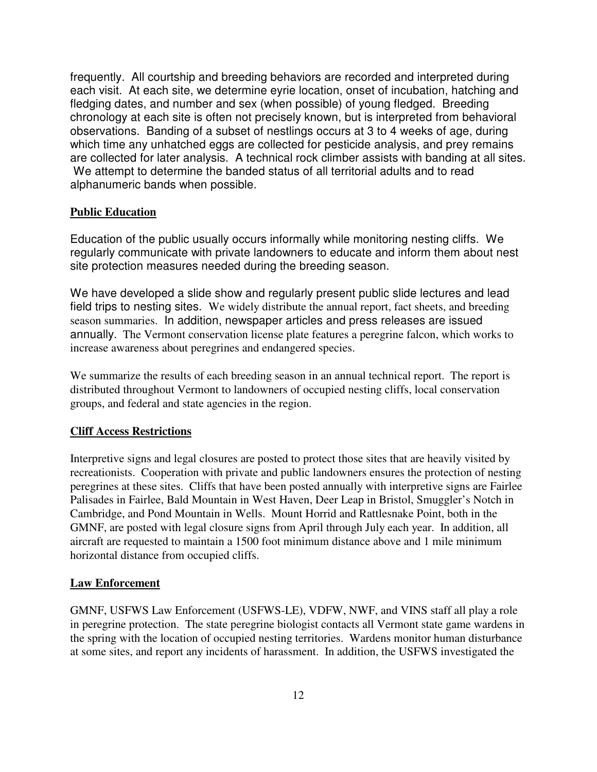frequently. All courtship and breeding behaviors are recorded and interpreted during each visit. At each site, we determine eyrie location, onset of incubation, hatching and fledging dates, and number and sex (when possible) of young fledged. Breeding chronology at each site is often not precisely known, but is interpreted from behavioral observations. Banding of a subset of nestlings occurs at 3 to 4 weeks of age, during which time any unhatched eggs are collected for pesticide analysis, and prey remains are collected for later analysis. A technical rock climber assists with banding at all sites. We attempt to determine the banded status of all territorial adults and to read alphanumeric bands when possible.

## Public Education

Education of the public usually occurs informally while monitoring nesting cliffs. We regularly communicate with private landowners to educate and inform them about nest site protection measures needed during the breeding season.

We have developed a slide show and regularly present public slide lectures and lead field trips to nesting sites. We widely distribute the annual report, fact sheets, and breeding season summaries. In addition, newspaper articles and press releases are issued annually. The Vermont conservation license plate features a peregrine falcon, which works to increase awareness about peregrines and endangered species.

We summarize the results of each breeding season in an annual technical report. The report is distributed throughout Vermont to landowners of occupied nesting cliffs, local conservation groups, and federal and state agencies in the region.

## Cliff Access Restrictions

Interpretive signs and legal closures are posted to protect those sites that are heavily visited by recreationists. Cooperation with private and public landowners ensures the protection of nesting peregrines at these sites. Cliffs that have been posted annually with interpretive signs are Fairlee Palisades in Fairlee, Bald Mountain in West Haven, Deer Leap in Bristol, Smuggler's Notch in Cambridge, and Pond Mountain in Wells. Mount Horrid and Rattlesnake Point, both in the GMNF, are posted with legal closure signs from April through July each year. In addition, all aircraft are requested to maintain a 1500 foot minimum distance above and 1 mile minimum horizontal distance from occupied cliffs.

## Law Enforcement

GMNF, USFWS Law Enforcement (USFWS-LE), VDFW, NWF, and VINS staff all play a role in peregrine protection. The state peregrine biologist contacts all Vermont state game wardens in the spring with the location of occupied nesting territories. Wardens monitor human disturbance at some sites, and report any incidents of harassment. In addition, the USFWS investigated the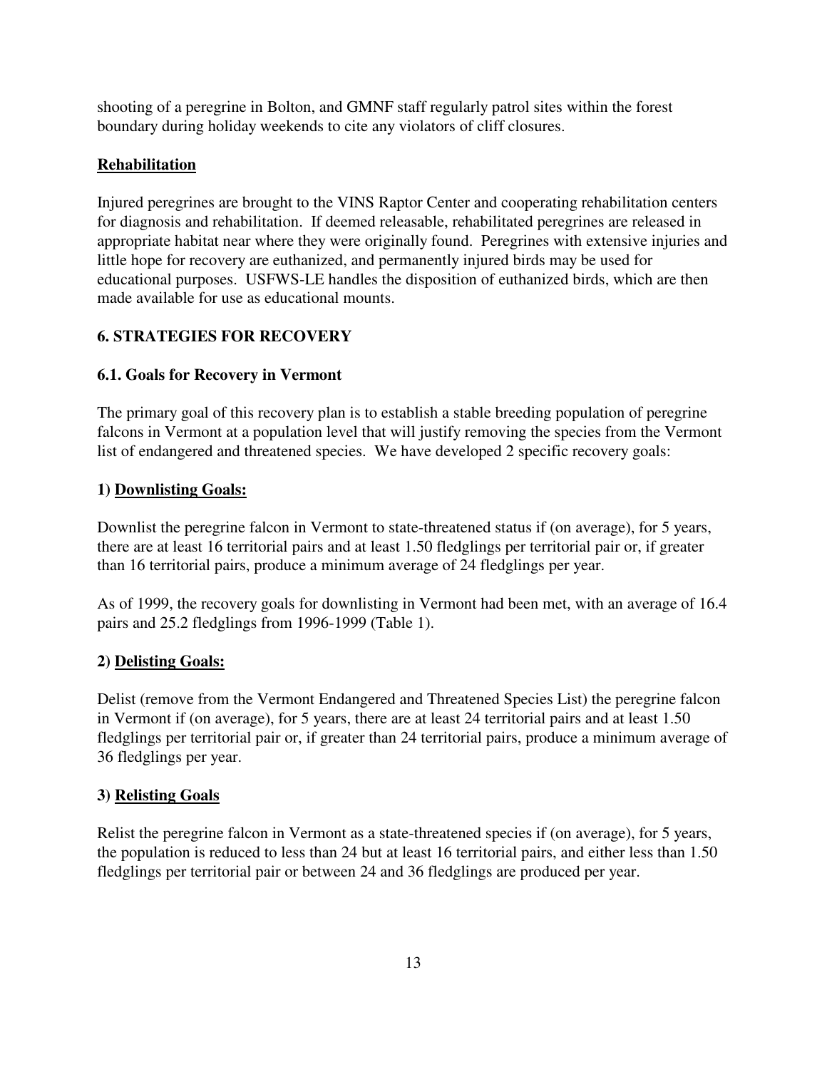shooting of a peregrine in Bolton, and GMNF staff regularly patrol sites within the forest boundary during holiday weekends to cite any violators of cliff closures.

**Rehabilitation**

Injured peregrines are brought to the VINS Raptor Center and cooperating rehabilitation centers for diagnosis and rehabilitation. If deemed releasable, rehabilitated peregrines are released in appropriate habitat near where they were originally found. Peregrines with extensive injuries and little hope for recovery are euthanized, and permanently injured birds may be used for educational purposes. USFWS-LE handles the disposition of euthanized birds, which are then made available for use as educational mounts.

## 6. STRATEGIES FOR RECOVERY

### 6.1. Goals for Recovery in Vermont

The primary goal of this recovery plan is to establish a stable breeding population of peregrine falcons in Vermont at a population level that will justify removing the species from the Vermont list of endangered and threatened species. We have developed 2 specific recovery goals:

**1) Downlisting Goals:**

Downlist the peregrine falcon in Vermont to state-threatened status if (on average), for 5 years, there are at least 16 territorial pairs and at least 1.50 fledglings per territorial pair or, if greater than 16 territorial pairs, produce a minimum average of 24 fledglings per year.

As of 1999, the recovery goals for downlisting in Vermont had been met, with an average of 16.4 pairs and 25.2 fledglings from 1996-1999 (Table 1).

**2) Delisting Goals:**

Delist (remove from the Vermont Endangered and Threatened Species List) the peregrine falcon in Vermont if (on average), for 5 years, there are at least 24 territorial pairs and at least 1.50 fledglings per territorial pair or, if greater than 24 territorial pairs, produce a minimum average of 36 fledglings per year.

**3) Relisting Goals**

Relist the peregrine falcon in Vermont as a state-threatened species if (on average), for 5 years, the population is reduced to less than 24 but at least 16 territorial pairs, and either less than 1.50 fledglings per territorial pair or between 24 and 36 fledglings are produced per year.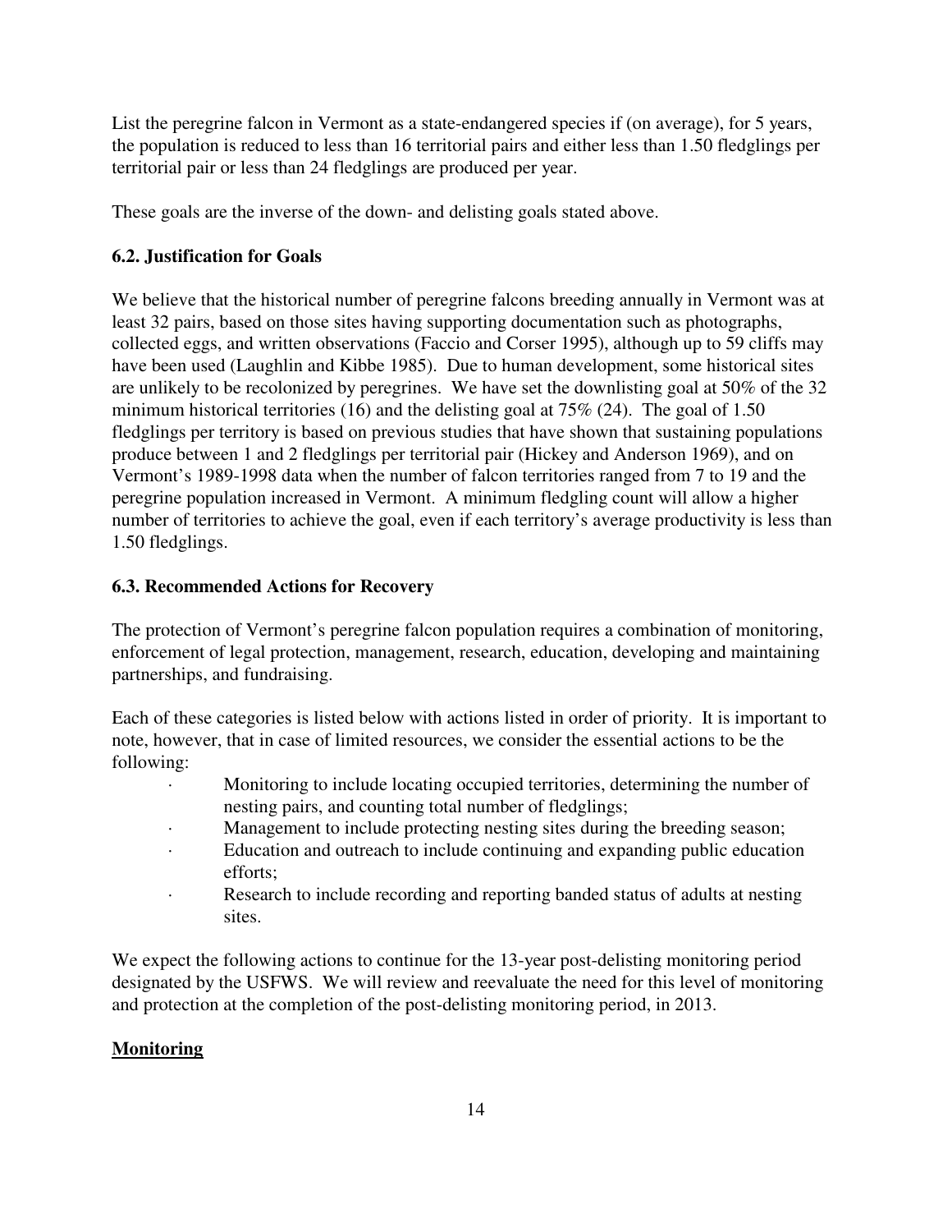List the peregrine falcon in Vermont as a state-endangered species if (on average), for 5 years, the population is reduced to less than 16 territorial pairs and either less than 1.50 fledglings per territorial pair or less than 24 fledglings are produced per year.

These goals are the inverse of the down- and delisting goals stated above.

### 6.2. Justification for Goals

We believe that the historical number of peregrine falcons breeding annually in Vermont was at least 32 pairs, based on those sites having supporting documentation such as photographs, collected eggs, and written observations (Faccio and Corser 1995), although up to 59 cliffs may have been used (Laughlin and Kibbe 1985). Due to human development, some historical sites are unlikely to be recolonized by peregrines. We have set the downlisting goal at 50% of the 32 minimum historical territories (16) and the delisting goal at 75% (24). The goal of 1.50 fledglings per territory is based on previous studies that have shown that sustaining populations produce between 1 and 2 fledglings per territorial pair (Hickey and Anderson 1969), and on Vermont's 1989-1998 data when the number of falcon territories ranged from 7 to 19 and the peregrine population increased in Vermont. A minimum fledgling count will allow a higher number of territories to achieve the goal, even if each territory's average productivity is less than 1.50 fledglings.

### 6.3. Recommended Actions for Recovery

The protection of Vermont's peregrine falcon population requires a combination of monitoring, enforcement of legal protection, management, research, education, developing and maintaining partnerships, and fundraising.

Each of these categories is listed below with actions listed in order of priority. It is important to note, however, that in case of limited resources, we consider the essential actions to be the following:

- Monitoring to include locating occupied territories, determining the number of nesting pairs, and counting total number of fledglings;
- Management to include protecting nesting sites during the breeding season;
- Education and outreach to include continuing and expanding public education efforts;
- Research to include recording and reporting banded status of adults at nesting sites.

We expect the following actions to continue for the 13-year post-delisting monitoring period designated by the USFWS. We will review and reevaluate the need for this level of monitoring and protection at the completion of the post-delisting monitoring period, in 2013.

**Monitoring**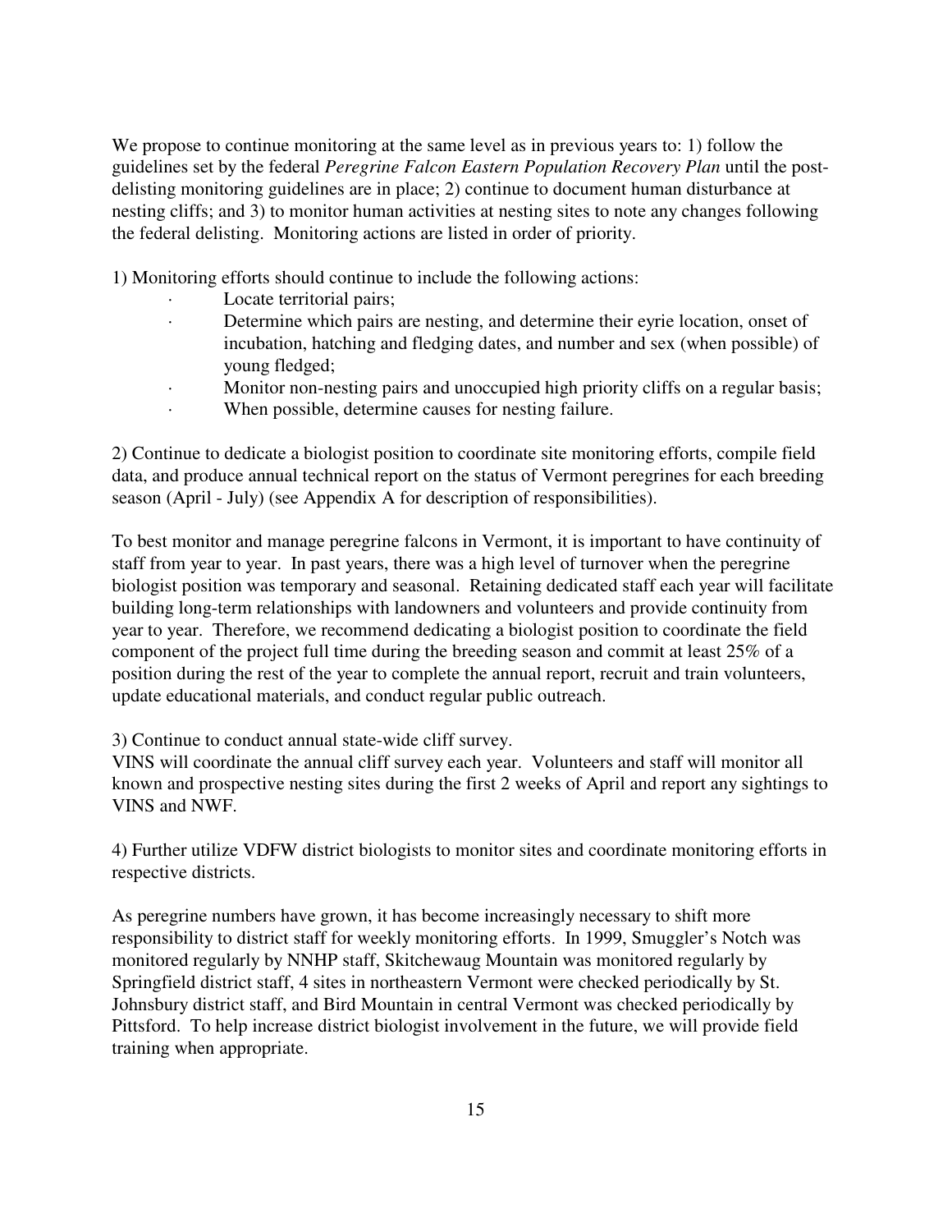We propose to continue monitoring at the same level as in previous years to: 1) follow the guidelines set by the federal *Peregrine Falcon Eastern Population Recovery Plan* until the post-delisting monitoring guidelines are in place; 2) continue to document human disturbance at nesting cliffs; and 3) to monitor human activities at nesting sites to note any changes following the federal delisting. Monitoring actions are listed in order of priority.

1) Monitoring efforts should continue to include the following actions:

- Locate territorial pairs;
- Determine which pairs are nesting, and determine their eyrie location, onset of incubation, hatching and fledging dates, and number and sex (when possible) of young fledged;
- Monitor non-nesting pairs and unoccupied high priority cliffs on a regular basis;
- When possible, determine causes for nesting failure.

2) Continue to dedicate a biologist position to coordinate site monitoring efforts, compile field data, and produce annual technical report on the status of Vermont peregrines for each breeding season (April - July) (see Appendix A for description of responsibilities).

To best monitor and manage peregrine falcons in Vermont, it is important to have continuity of staff from year to year. In past years, there was a high level of turnover when the peregrine biologist position was temporary and seasonal. Retaining dedicated staff each year will facilitate building long-term relationships with landowners and volunteers and provide continuity from year to year. Therefore, we recommend dedicating a biologist position to coordinate the field component of the project full time during the breeding season and commit at least 25% of a position during the rest of the year to complete the annual report, recruit and train volunteers, update educational materials, and conduct regular public outreach.

3) Continue to conduct annual state-wide cliff survey.
VINS will coordinate the annual cliff survey each year. Volunteers and staff will monitor all known and prospective nesting sites during the first 2 weeks of April and report any sightings to VINS and NWF.

4) Further utilize VDFW district biologists to monitor sites and coordinate monitoring efforts in respective districts.

As peregrine numbers have grown, it has become increasingly necessary to shift more responsibility to district staff for weekly monitoring efforts. In 1999, Smuggler's Notch was monitored regularly by NNHP staff, Skitchewaug Mountain was monitored regularly by Springfield district staff, 4 sites in northeastern Vermont were checked periodically by St. Johnsbury district staff, and Bird Mountain in central Vermont was checked periodically by Pittsford. To help increase district biologist involvement in the future, we will provide field training when appropriate.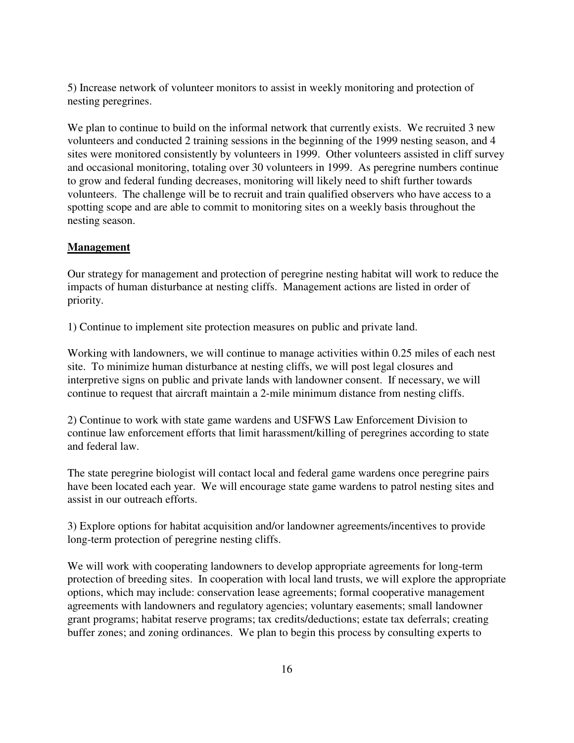5) Increase network of volunteer monitors to assist in weekly monitoring and protection of nesting peregrines.

We plan to continue to build on the informal network that currently exists. We recruited 3 new volunteers and conducted 2 training sessions in the beginning of the 1999 nesting season, and 4 sites were monitored consistently by volunteers in 1999. Other volunteers assisted in cliff survey and occasional monitoring, totaling over 30 volunteers in 1999. As peregrine numbers continue to grow and federal funding decreases, monitoring will likely need to shift further towards volunteers. The challenge will be to recruit and train qualified observers who have access to a spotting scope and are able to commit to monitoring sites on a weekly basis throughout the nesting season.

## Management

Our strategy for management and protection of peregrine nesting habitat will work to reduce the impacts of human disturbance at nesting cliffs. Management actions are listed in order of priority.

1) Continue to implement site protection measures on public and private land.

Working with landowners, we will continue to manage activities within 0.25 miles of each nest site. To minimize human disturbance at nesting cliffs, we will post legal closures and interpretive signs on public and private lands with landowner consent. If necessary, we will continue to request that aircraft maintain a 2-mile minimum distance from nesting cliffs.

2) Continue to work with state game wardens and USFWS Law Enforcement Division to continue law enforcement efforts that limit harassment/killing of peregrines according to state and federal law.

The state peregrine biologist will contact local and federal game wardens once peregrine pairs have been located each year. We will encourage state game wardens to patrol nesting sites and assist in our outreach efforts.

3) Explore options for habitat acquisition and/or landowner agreements/incentives to provide long-term protection of peregrine nesting cliffs.

We will work with cooperating landowners to develop appropriate agreements for long-term protection of breeding sites. In cooperation with local land trusts, we will explore the appropriate options, which may include: conservation lease agreements; formal cooperative management agreements with landowners and regulatory agencies; voluntary easements; small landowner grant programs; habitat reserve programs; tax credits/deductions; estate tax deferrals; creating buffer zones; and zoning ordinances. We plan to begin this process by consulting experts to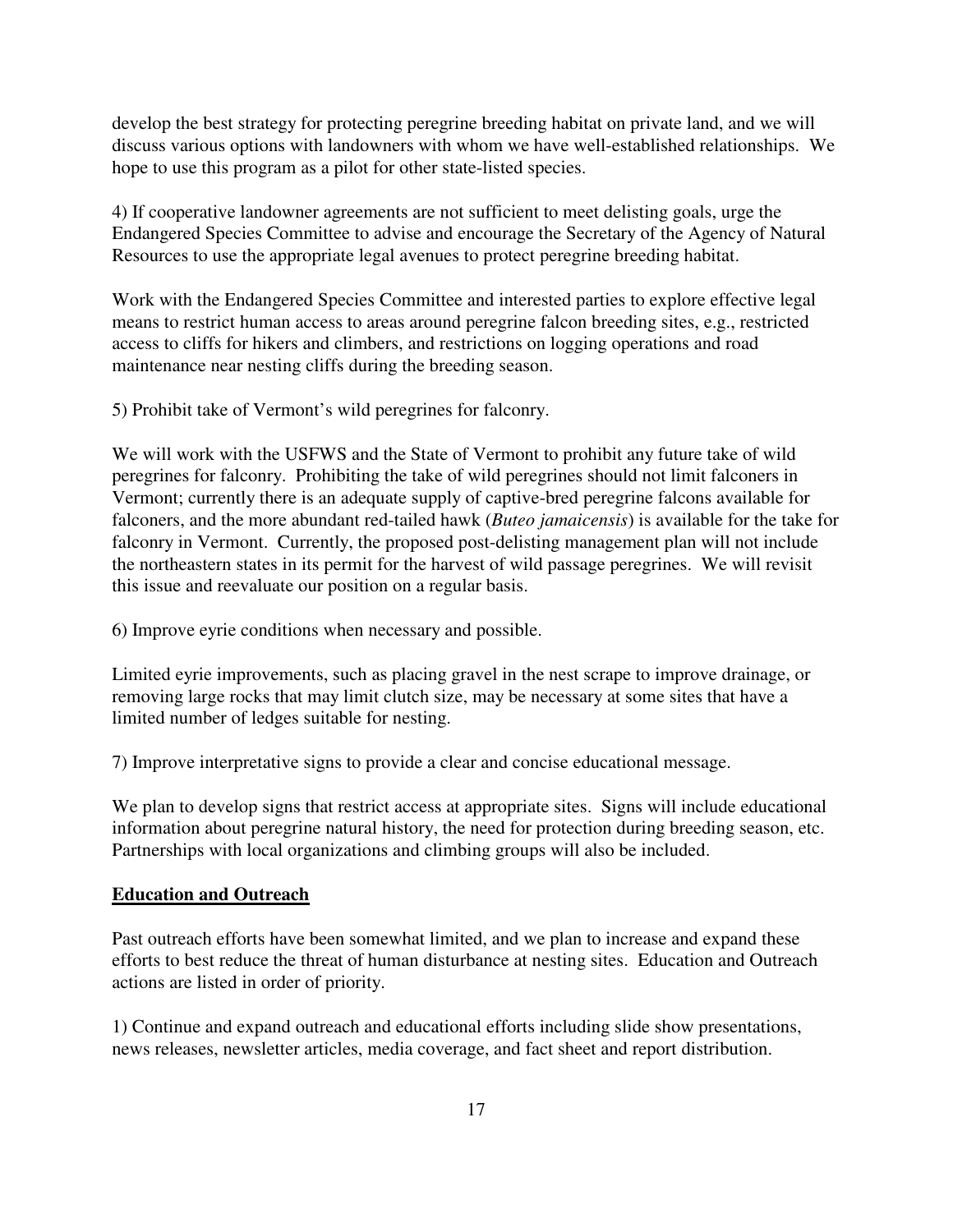develop the best strategy for protecting peregrine breeding habitat on private land, and we will discuss various options with landowners with whom we have well-established relationships. We hope to use this program as a pilot for other state-listed species.

4) If cooperative landowner agreements are not sufficient to meet delisting goals, urge the Endangered Species Committee to advise and encourage the Secretary of the Agency of Natural Resources to use the appropriate legal avenues to protect peregrine breeding habitat.

Work with the Endangered Species Committee and interested parties to explore effective legal means to restrict human access to areas around peregrine falcon breeding sites, e.g., restricted access to cliffs for hikers and climbers, and restrictions on logging operations and road maintenance near nesting cliffs during the breeding season.

5) Prohibit take of Vermont's wild peregrines for falconry.

We will work with the USFWS and the State of Vermont to prohibit any future take of wild peregrines for falconry. Prohibiting the take of wild peregrines should not limit falconers in Vermont; currently there is an adequate supply of captive-bred peregrine falcons available for falconers, and the more abundant red-tailed hawk (*Buteo jamaicensis*) is available for the take for falconry in Vermont. Currently, the proposed post-delisting management plan will not include the northeastern states in its permit for the harvest of wild passage peregrines. We will revisit this issue and reevaluate our position on a regular basis.

6) Improve eyrie conditions when necessary and possible.

Limited eyrie improvements, such as placing gravel in the nest scrape to improve drainage, or removing large rocks that may limit clutch size, may be necessary at some sites that have a limited number of ledges suitable for nesting.

7) Improve interpretative signs to provide a clear and concise educational message.

We plan to develop signs that restrict access at appropriate sites. Signs will include educational information about peregrine natural history, the need for protection during breeding season, etc. Partnerships with local organizations and climbing groups will also be included.

## Education and Outreach

Past outreach efforts have been somewhat limited, and we plan to increase and expand these efforts to best reduce the threat of human disturbance at nesting sites. Education and Outreach actions are listed in order of priority.

1) Continue and expand outreach and educational efforts including slide show presentations, news releases, newsletter articles, media coverage, and fact sheet and report distribution.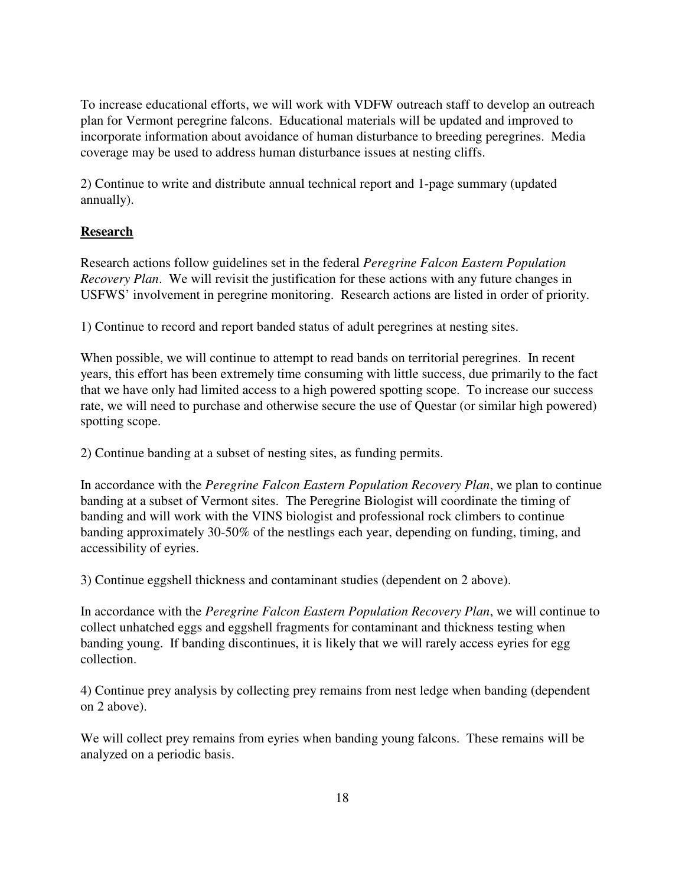To increase educational efforts, we will work with VDFW outreach staff to develop an outreach plan for Vermont peregrine falcons. Educational materials will be updated and improved to incorporate information about avoidance of human disturbance to breeding peregrines. Media coverage may be used to address human disturbance issues at nesting cliffs.

2) Continue to write and distribute annual technical report and 1-page summary (updated annually).

## **Research**

Research actions follow guidelines set in the federal *Peregrine Falcon Eastern Population Recovery Plan*. We will revisit the justification for these actions with any future changes in USFWS' involvement in peregrine monitoring. Research actions are listed in order of priority.

1) Continue to record and report banded status of adult peregrines at nesting sites.

When possible, we will continue to attempt to read bands on territorial peregrines. In recent years, this effort has been extremely time consuming with little success, due primarily to the fact that we have only had limited access to a high powered spotting scope. To increase our success rate, we will need to purchase and otherwise secure the use of Questar (or similar high powered) spotting scope.

2) Continue banding at a subset of nesting sites, as funding permits.

In accordance with the *Peregrine Falcon Eastern Population Recovery Plan*, we plan to continue banding at a subset of Vermont sites. The Peregrine Biologist will coordinate the timing of banding and will work with the VINS biologist and professional rock climbers to continue banding approximately 30-50% of the nestlings each year, depending on funding, timing, and accessibility of eyries.

3) Continue eggshell thickness and contaminant studies (dependent on 2 above).

In accordance with the *Peregrine Falcon Eastern Population Recovery Plan*, we will continue to collect unhatched eggs and eggshell fragments for contaminant and thickness testing when banding young. If banding discontinues, it is likely that we will rarely access eyries for egg collection.

4) Continue prey analysis by collecting prey remains from nest ledge when banding (dependent on 2 above).

We will collect prey remains from eyries when banding young falcons. These remains will be analyzed on a periodic basis.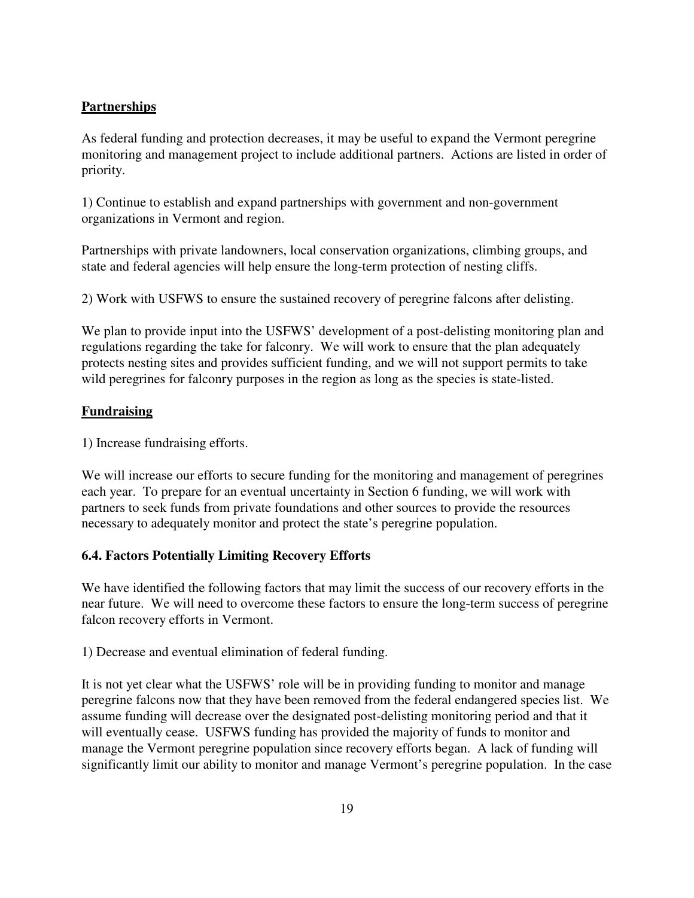**Partnerships**

As federal funding and protection decreases, it may be useful to expand the Vermont peregrine monitoring and management project to include additional partners. Actions are listed in order of priority.

1) Continue to establish and expand partnerships with government and non-government organizations in Vermont and region.

Partnerships with private landowners, local conservation organizations, climbing groups, and state and federal agencies will help ensure the long-term protection of nesting cliffs.

2) Work with USFWS to ensure the sustained recovery of peregrine falcons after delisting.

We plan to provide input into the USFWS' development of a post-delisting monitoring plan and regulations regarding the take for falconry. We will work to ensure that the plan adequately protects nesting sites and provides sufficient funding, and we will not support permits to take wild peregrines for falconry purposes in the region as long as the species is state-listed.

**Fundraising**

1) Increase fundraising efforts.

We will increase our efforts to secure funding for the monitoring and management of peregrines each year. To prepare for an eventual uncertainty in Section 6 funding, we will work with partners to seek funds from private foundations and other sources to provide the resources necessary to adequately monitor and protect the state's peregrine population.

### 6.4. Factors Potentially Limiting Recovery Efforts

We have identified the following factors that may limit the success of our recovery efforts in the near future. We will need to overcome these factors to ensure the long-term success of peregrine falcon recovery efforts in Vermont.

1) Decrease and eventual elimination of federal funding.

It is not yet clear what the USFWS' role will be in providing funding to monitor and manage peregrine falcons now that they have been removed from the federal endangered species list. We assume funding will decrease over the designated post-delisting monitoring period and that it will eventually cease. USFWS funding has provided the majority of funds to monitor and manage the Vermont peregrine population since recovery efforts began. A lack of funding will significantly limit our ability to monitor and manage Vermont's peregrine population. In the case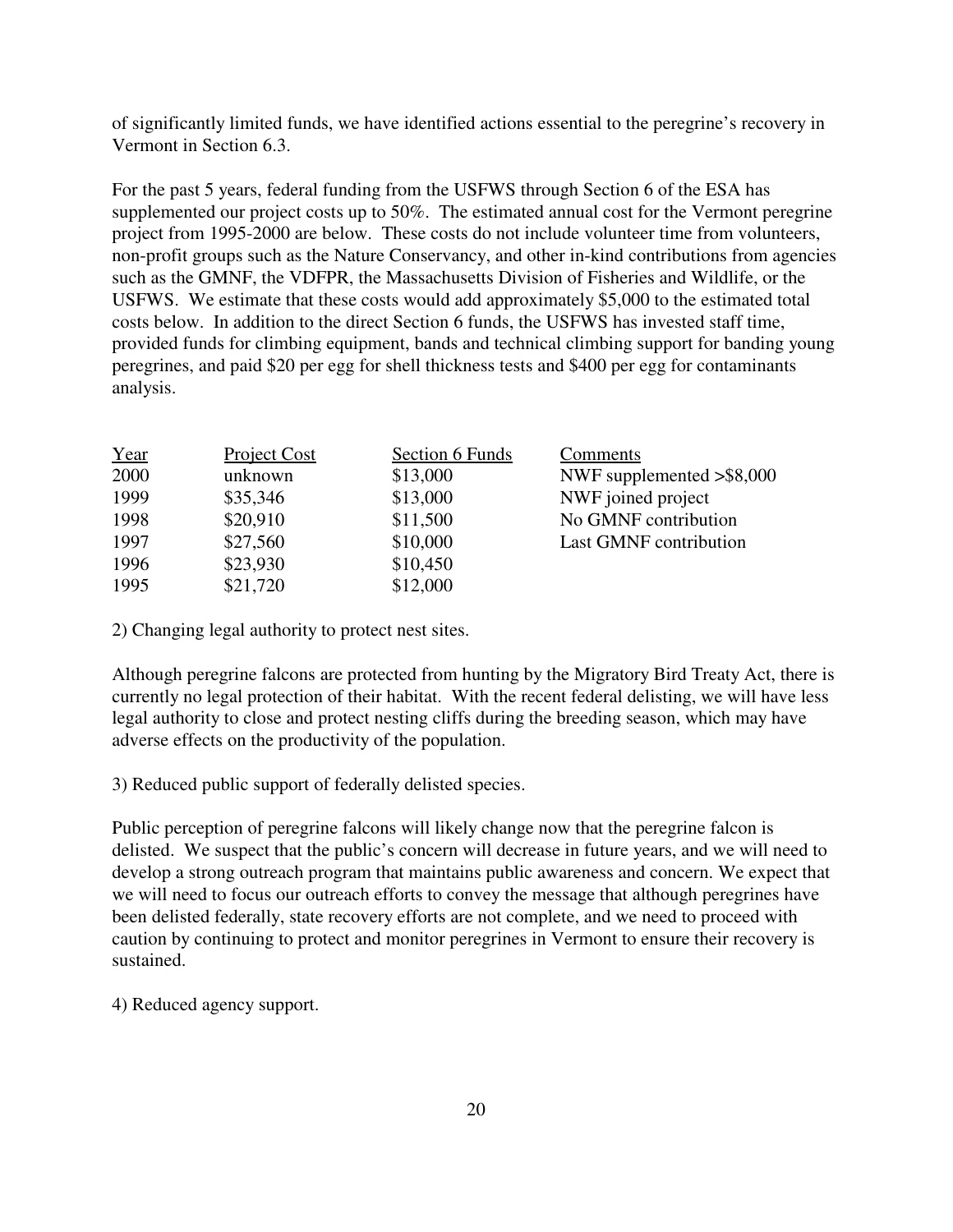of significantly limited funds, we have identified actions essential to the peregrine's recovery in Vermont in Section 6.3.

For the past 5 years, federal funding from the USFWS through Section 6 of the ESA has supplemented our project costs up to 50%. The estimated annual cost for the Vermont peregrine project from 1995-2000 are below. These costs do not include volunteer time from volunteers, non-profit groups such as the Nature Conservancy, and other in-kind contributions from agencies such as the GMNF, the VDFPR, the Massachusetts Division of Fisheries and Wildlife, or the USFWS. We estimate that these costs would add approximately $5,000 to the estimated total costs below. In addition to the direct Section 6 funds, the USFWS has invested staff time, provided funds for climbing equipment, bands and technical climbing support for banding young peregrines, and paid $20 per egg for shell thickness tests and $400 per egg for contaminants analysis.

| Year | Project Cost | Section 6 Funds | Comments |
|---|---|---|---|
| 2000 | unknown | $13,000 | NWF supplemented >$8,000 |
| 1999 | $35,346 | $13,000 | NWF joined project |
| 1998 | $20,910 | $11,500 | No GMNF contribution |
| 1997 | $27,560 | $10,000 | Last GMNF contribution |
| 1996 | $23,930 | $10,450 | |
| 1995 | $21,720 | $12,000 | |

2) Changing legal authority to protect nest sites.

Although peregrine falcons are protected from hunting by the Migratory Bird Treaty Act, there is currently no legal protection of their habitat. With the recent federal delisting, we will have less legal authority to close and protect nesting cliffs during the breeding season, which may have adverse effects on the productivity of the population.

3) Reduced public support of federally delisted species.

Public perception of peregrine falcons will likely change now that the peregrine falcon is delisted. We suspect that the public's concern will decrease in future years, and we will need to develop a strong outreach program that maintains public awareness and concern. We expect that we will need to focus our outreach efforts to convey the message that although peregrines have been delisted federally, state recovery efforts are not complete, and we need to proceed with caution by continuing to protect and monitor peregrines in Vermont to ensure their recovery is sustained.

4) Reduced agency support.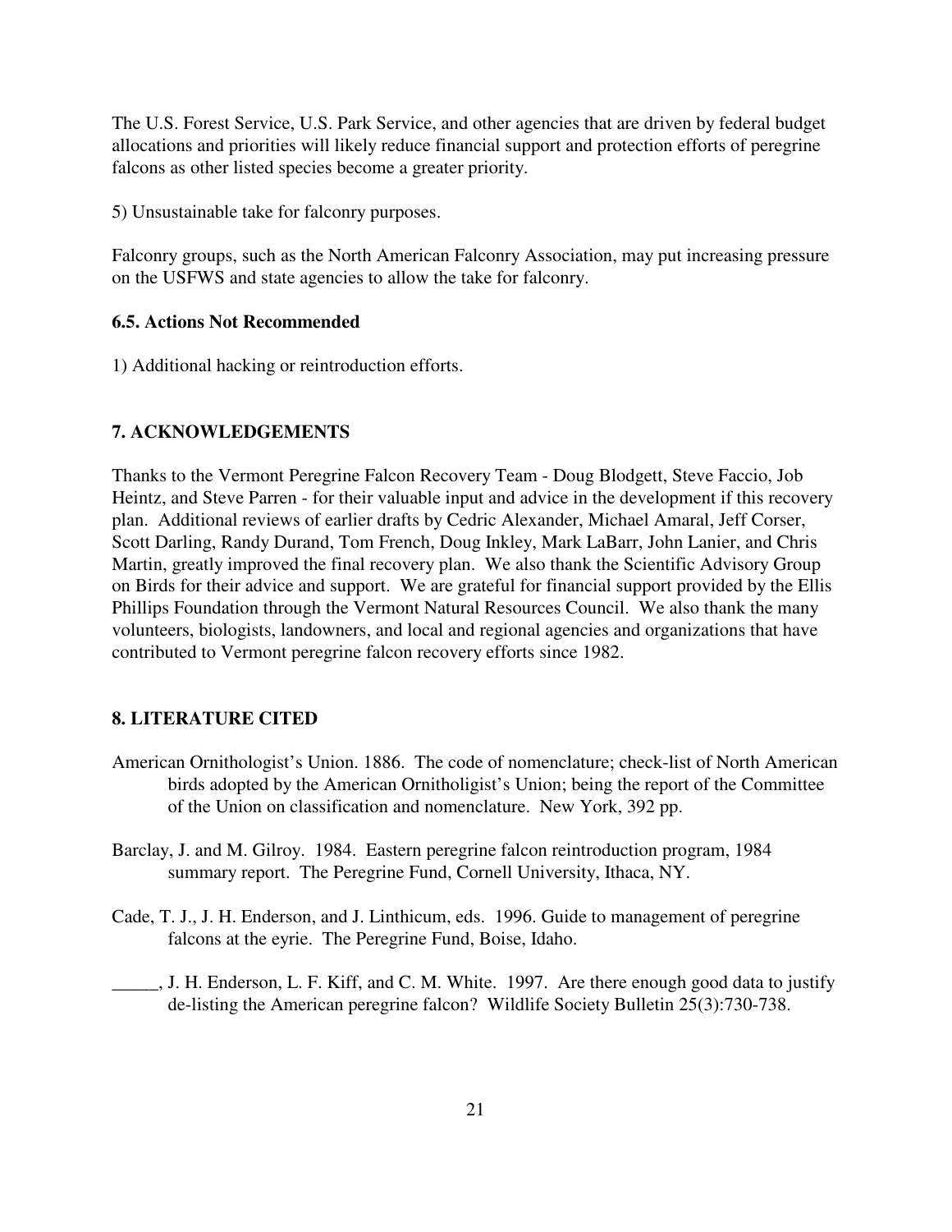The U.S. Forest Service, U.S. Park Service, and other agencies that are driven by federal budget allocations and priorities will likely reduce financial support and protection efforts of peregrine falcons as other listed species become a greater priority.

5) Unsustainable take for falconry purposes.

Falconry groups, such as the North American Falconry Association, may put increasing pressure on the USFWS and state agencies to allow the take for falconry.

### 6.5. Actions Not Recommended

1) Additional hacking or reintroduction efforts.

## 7. ACKNOWLEDGEMENTS

Thanks to the Vermont Peregrine Falcon Recovery Team - Doug Blodgett, Steve Faccio, Job Heintz, and Steve Parren - for their valuable input and advice in the development if this recovery plan. Additional reviews of earlier drafts by Cedric Alexander, Michael Amaral, Jeff Corser, Scott Darling, Randy Durand, Tom French, Doug Inkley, Mark LaBarr, John Lanier, and Chris Martin, greatly improved the final recovery plan. We also thank the Scientific Advisory Group on Birds for their advice and support. We are grateful for financial support provided by the Ellis Phillips Foundation through the Vermont Natural Resources Council. We also thank the many volunteers, biologists, landowners, and local and regional agencies and organizations that have contributed to Vermont peregrine falcon recovery efforts since 1982.

## 8. LITERATURE CITED

American Ornithologist's Union. 1886. The code of nomenclature; check-list of North American birds adopted by the American Ornitholigist's Union; being the report of the Committee of the Union on classification and nomenclature. New York, 392 pp.

Barclay, J. and M. Gilroy. 1984. Eastern peregrine falcon reintroduction program, 1984 summary report. The Peregrine Fund, Cornell University, Ithaca, NY.

Cade, T. J., J. H. Enderson, and J. Linthicum, eds. 1996. Guide to management of peregrine falcons at the eyrie. The Peregrine Fund, Boise, Idaho.

_____, J. H. Enderson, L. F. Kiff, and C. M. White. 1997. Are there enough good data to justify de-listing the American peregrine falcon? Wildlife Society Bulletin 25(3):730-738.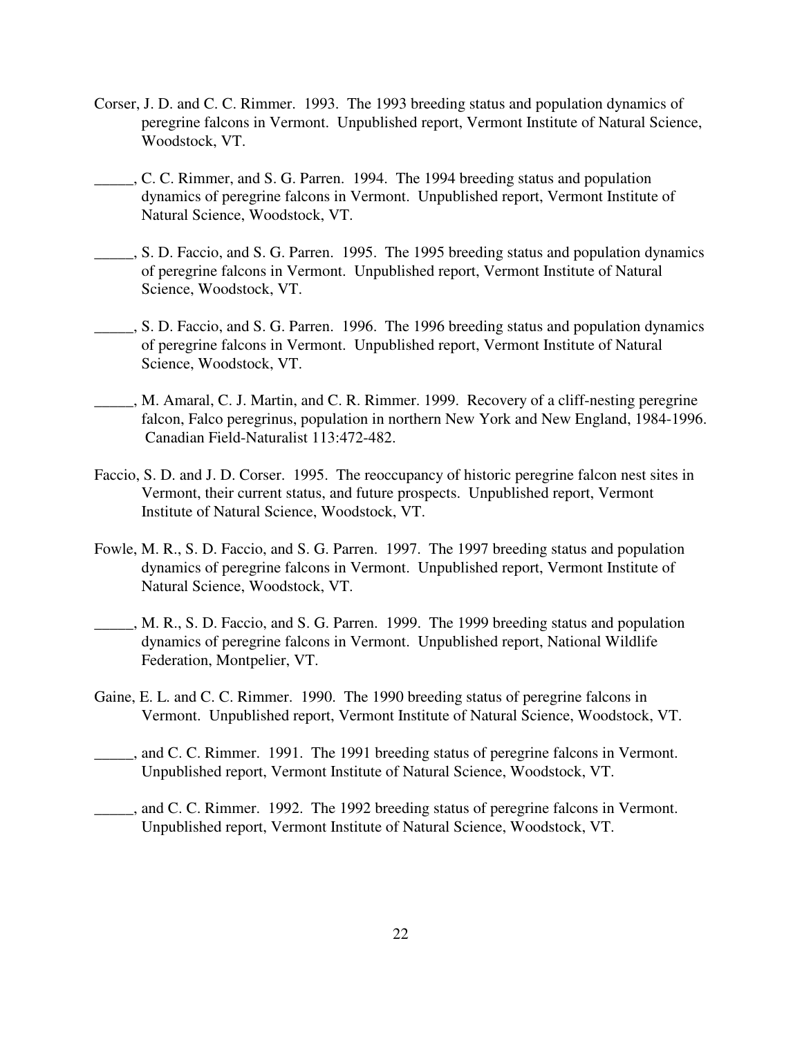Corser, J. D. and C. C. Rimmer. 1993. The 1993 breeding status and population dynamics of peregrine falcons in Vermont. Unpublished report, Vermont Institute of Natural Science, Woodstock, VT.

_____, C. C. Rimmer, and S. G. Parren. 1994. The 1994 breeding status and population dynamics of peregrine falcons in Vermont. Unpublished report, Vermont Institute of Natural Science, Woodstock, VT.

_____, S. D. Faccio, and S. G. Parren. 1995. The 1995 breeding status and population dynamics of peregrine falcons in Vermont. Unpublished report, Vermont Institute of Natural Science, Woodstock, VT.

_____, S. D. Faccio, and S. G. Parren. 1996. The 1996 breeding status and population dynamics of peregrine falcons in Vermont. Unpublished report, Vermont Institute of Natural Science, Woodstock, VT.

_____, M. Amaral, C. J. Martin, and C. R. Rimmer. 1999. Recovery of a cliff-nesting peregrine falcon, Falco peregrinus, population in northern New York and New England, 1984-1996. Canadian Field-Naturalist 113:472-482.

Faccio, S. D. and J. D. Corser. 1995. The reoccupancy of historic peregrine falcon nest sites in Vermont, their current status, and future prospects. Unpublished report, Vermont Institute of Natural Science, Woodstock, VT.

Fowle, M. R., S. D. Faccio, and S. G. Parren. 1997. The 1997 breeding status and population dynamics of peregrine falcons in Vermont. Unpublished report, Vermont Institute of Natural Science, Woodstock, VT.

_____, M. R., S. D. Faccio, and S. G. Parren. 1999. The 1999 breeding status and population dynamics of peregrine falcons in Vermont. Unpublished report, National Wildlife Federation, Montpelier, VT.

Gaine, E. L. and C. C. Rimmer. 1990. The 1990 breeding status of peregrine falcons in Vermont. Unpublished report, Vermont Institute of Natural Science, Woodstock, VT.

_____, and C. C. Rimmer. 1991. The 1991 breeding status of peregrine falcons in Vermont. Unpublished report, Vermont Institute of Natural Science, Woodstock, VT.

_____, and C. C. Rimmer. 1992. The 1992 breeding status of peregrine falcons in Vermont. Unpublished report, Vermont Institute of Natural Science, Woodstock, VT.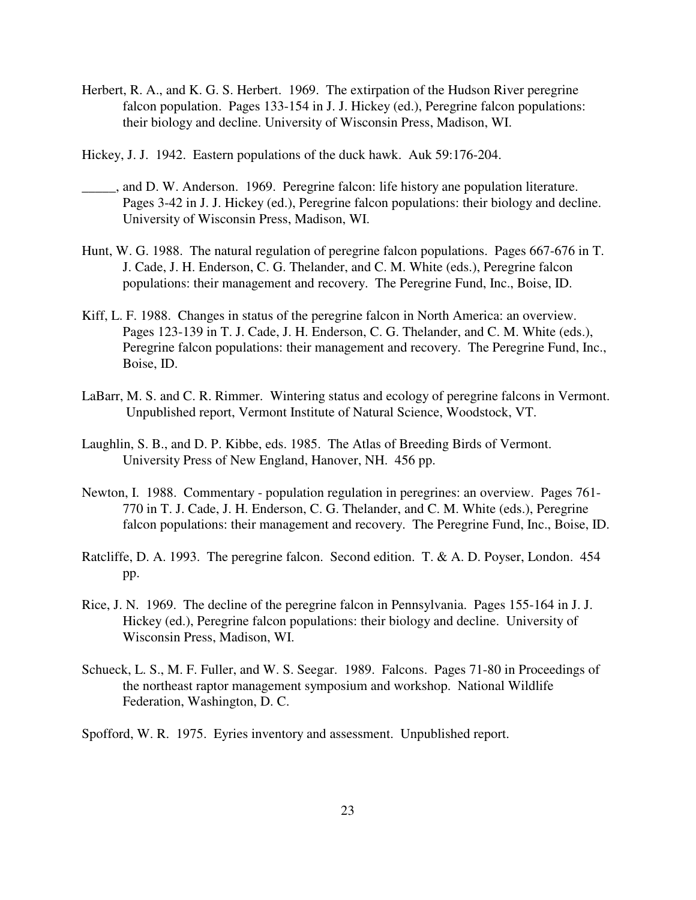Herbert, R. A., and K. G. S. Herbert. 1969. The extirpation of the Hudson River peregrine falcon population. Pages 133-154 in J. J. Hickey (ed.), Peregrine falcon populations: their biology and decline. University of Wisconsin Press, Madison, WI.

Hickey, J. J. 1942. Eastern populations of the duck hawk. Auk 59:176-204.

_____, and D. W. Anderson. 1969. Peregrine falcon: life history ane population literature. Pages 3-42 in J. J. Hickey (ed.), Peregrine falcon populations: their biology and decline. University of Wisconsin Press, Madison, WI.

Hunt, W. G. 1988. The natural regulation of peregrine falcon populations. Pages 667-676 in T. J. Cade, J. H. Enderson, C. G. Thelander, and C. M. White (eds.), Peregrine falcon populations: their management and recovery. The Peregrine Fund, Inc., Boise, ID.

Kiff, L. F. 1988. Changes in status of the peregrine falcon in North America: an overview. Pages 123-139 in T. J. Cade, J. H. Enderson, C. G. Thelander, and C. M. White (eds.), Peregrine falcon populations: their management and recovery. The Peregrine Fund, Inc., Boise, ID.

LaBarr, M. S. and C. R. Rimmer. Wintering status and ecology of peregrine falcons in Vermont. Unpublished report, Vermont Institute of Natural Science, Woodstock, VT.

Laughlin, S. B., and D. P. Kibbe, eds. 1985. The Atlas of Breeding Birds of Vermont. University Press of New England, Hanover, NH. 456 pp.

Newton, I. 1988. Commentary - population regulation in peregrines: an overview. Pages 761-770 in T. J. Cade, J. H. Enderson, C. G. Thelander, and C. M. White (eds.), Peregrine falcon populations: their management and recovery. The Peregrine Fund, Inc., Boise, ID.

Ratcliffe, D. A. 1993. The peregrine falcon. Second edition. T. & A. D. Poyser, London. 454 pp.

Rice, J. N. 1969. The decline of the peregrine falcon in Pennsylvania. Pages 155-164 in J. J. Hickey (ed.), Peregrine falcon populations: their biology and decline. University of Wisconsin Press, Madison, WI.

Schueck, L. S., M. F. Fuller, and W. S. Seegar. 1989. Falcons. Pages 71-80 in Proceedings of the northeast raptor management symposium and workshop. National Wildlife Federation, Washington, D. C.

Spofford, W. R. 1975. Eyries inventory and assessment. Unpublished report.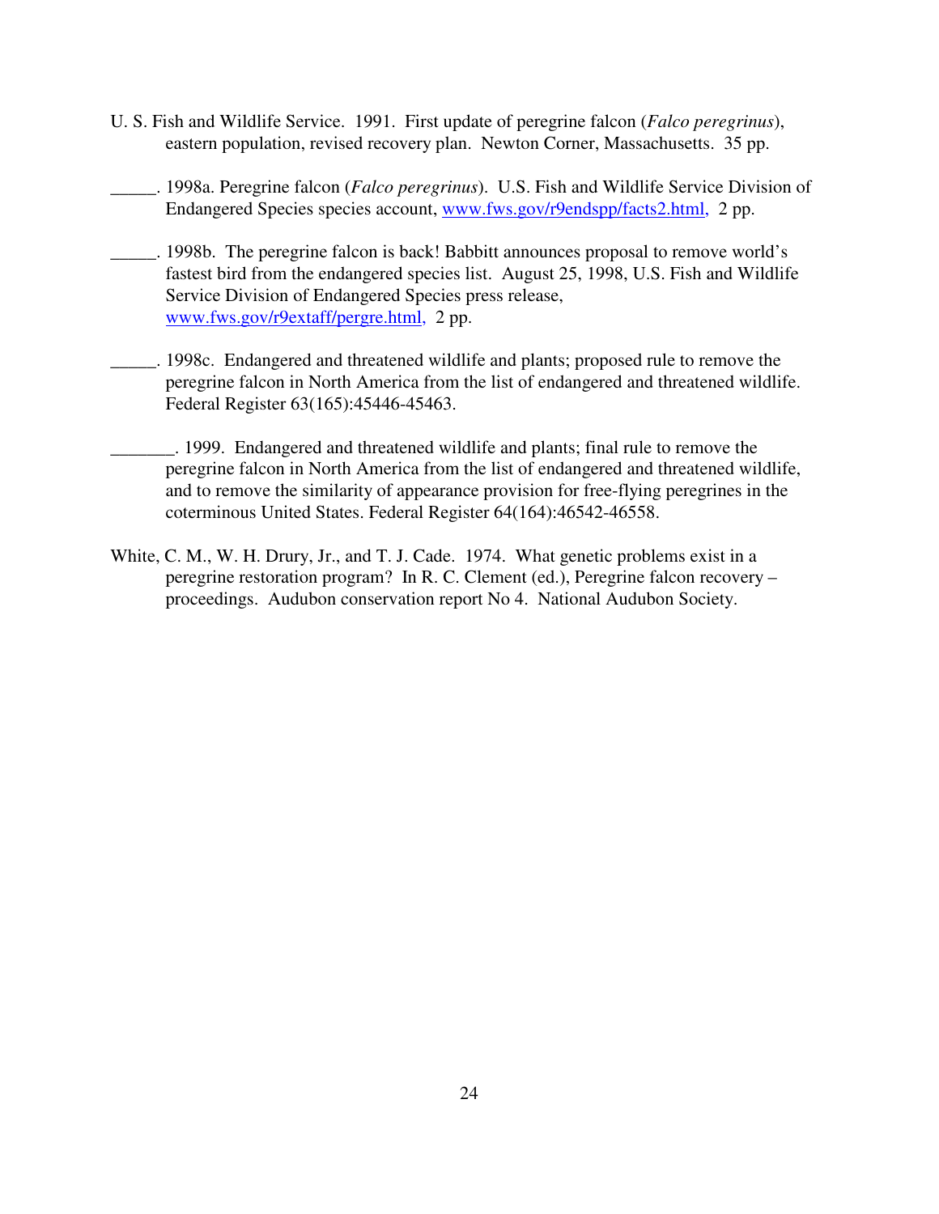U. S. Fish and Wildlife Service. 1991. First update of peregrine falcon (*Falco peregrinus*), eastern population, revised recovery plan. Newton Corner, Massachusetts. 35 pp.

_____. 1998a. Peregrine falcon (*Falco peregrinus*). U.S. Fish and Wildlife Service Division of Endangered Species species account, www.fws.gov/r9endspp/facts2.html, 2 pp.

_____. 1998b. The peregrine falcon is back! Babbitt announces proposal to remove world's fastest bird from the endangered species list. August 25, 1998, U.S. Fish and Wildlife Service Division of Endangered Species press release, www.fws.gov/r9extaff/pergre.html, 2 pp.

_____. 1998c. Endangered and threatened wildlife and plants; proposed rule to remove the peregrine falcon in North America from the list of endangered and threatened wildlife. Federal Register 63(165):45446-45463.

_______. 1999. Endangered and threatened wildlife and plants; final rule to remove the peregrine falcon in North America from the list of endangered and threatened wildlife, and to remove the similarity of appearance provision for free-flying peregrines in the coterminous United States. Federal Register 64(164):46542-46558.

White, C. M., W. H. Drury, Jr., and T. J. Cade. 1974. What genetic problems exist in a peregrine restoration program? In R. C. Clement (ed.), Peregrine falcon recovery – proceedings. Audubon conservation report No 4. National Audubon Society.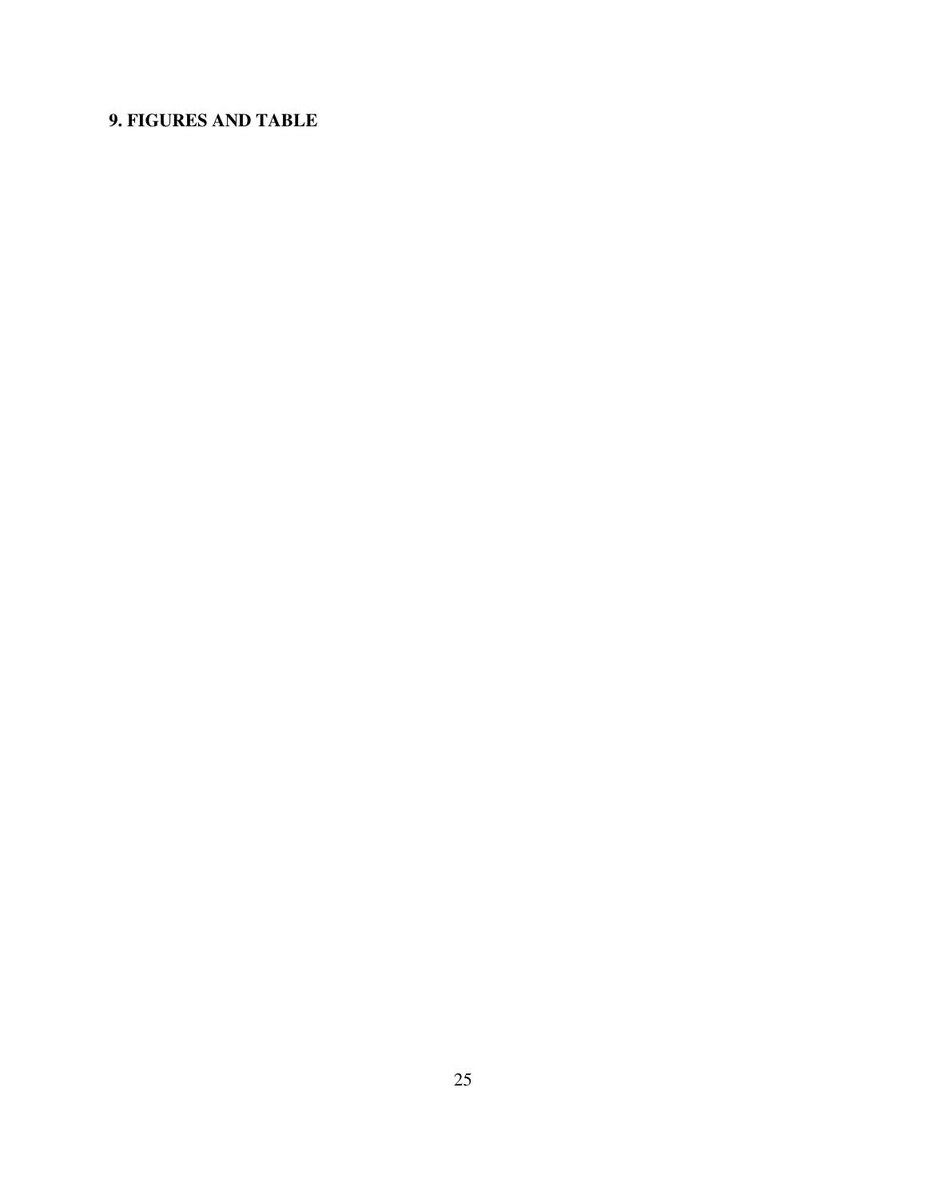## 9. FIGURES AND TABLE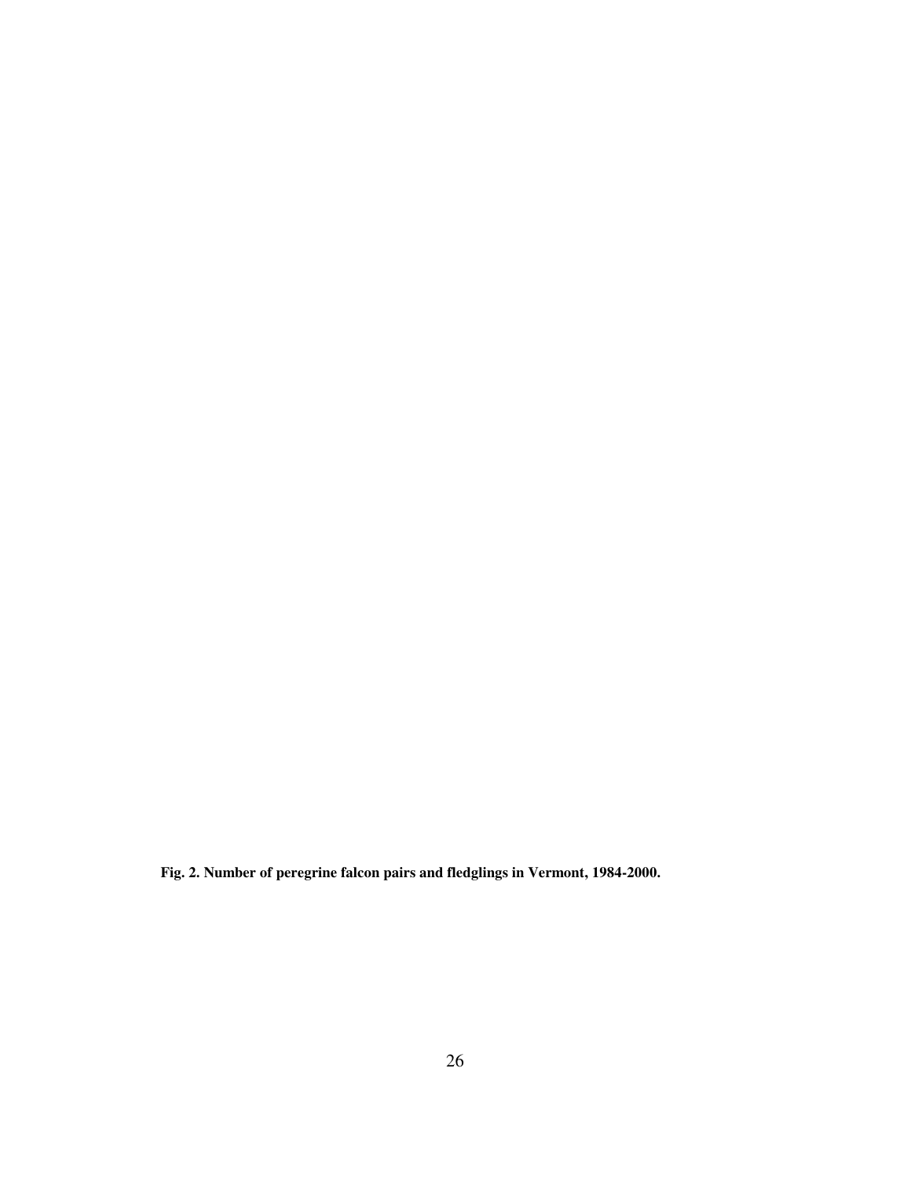**Fig. 2. Number of peregrine falcon pairs and fledglings in Vermont, 1984-2000.**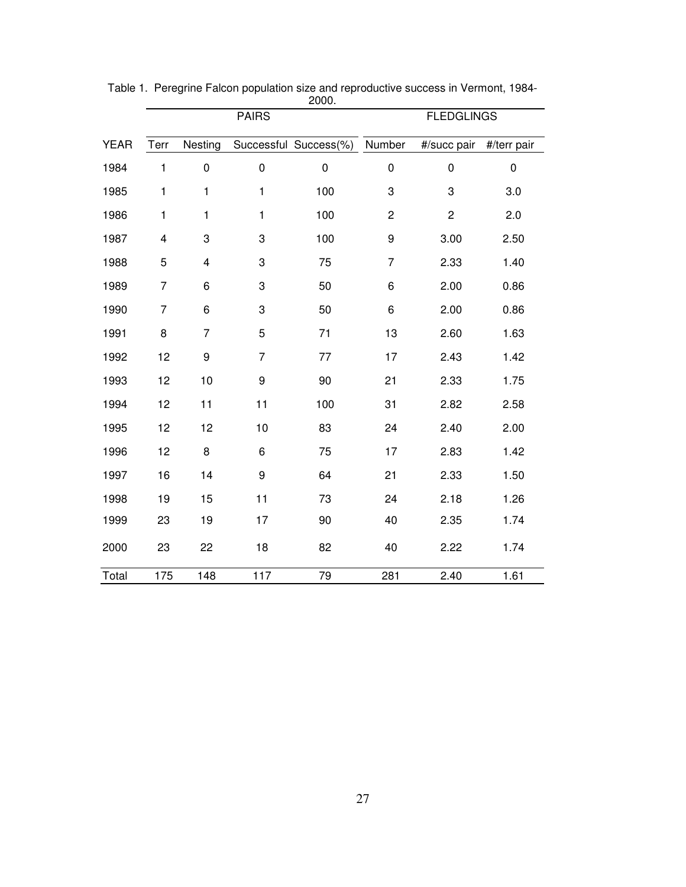Table 1. Peregrine Falcon population size and reproductive success in Vermont, 1984-2000.

| | PAIRS | | | | FLEDGLINGS | | |
|---|---|---|---|---|---|---|---|
| YEAR | Terr | Nesting | Successful | Success(%) | Number | #/succ pair | #/terr pair |
| 1984 | 1 | 0 | 0 | 0 | 0 | 0 | 0 |
| 1985 | 1 | 1 | 1 | 100 | 3 | 3 | 3.0 |
| 1986 | 1 | 1 | 1 | 100 | 2 | 2 | 2.0 |
| 1987 | 4 | 3 | 3 | 100 | 9 | 3.00 | 2.50 |
| 1988 | 5 | 4 | 3 | 75 | 7 | 2.33 | 1.40 |
| 1989 | 7 | 6 | 3 | 50 | 6 | 2.00 | 0.86 |
| 1990 | 7 | 6 | 3 | 50 | 6 | 2.00 | 0.86 |
| 1991 | 8 | 7 | 5 | 71 | 13 | 2.60 | 1.63 |
| 1992 | 12 | 9 | 7 | 77 | 17 | 2.43 | 1.42 |
| 1993 | 12 | 10 | 9 | 90 | 21 | 2.33 | 1.75 |
| 1994 | 12 | 11 | 11 | 100 | 31 | 2.82 | 2.58 |
| 1995 | 12 | 12 | 10 | 83 | 24 | 2.40 | 2.00 |
| 1996 | 12 | 8 | 6 | 75 | 17 | 2.83 | 1.42 |
| 1997 | 16 | 14 | 9 | 64 | 21 | 2.33 | 1.50 |
| 1998 | 19 | 15 | 11 | 73 | 24 | 2.18 | 1.26 |
| 1999 | 23 | 19 | 17 | 90 | 40 | 2.35 | 1.74 |
| 2000 | 23 | 22 | 18 | 82 | 40 | 2.22 | 1.74 |
| Total | 175 | 148 | 117 | 79 | 281 | 2.40 | 1.61 |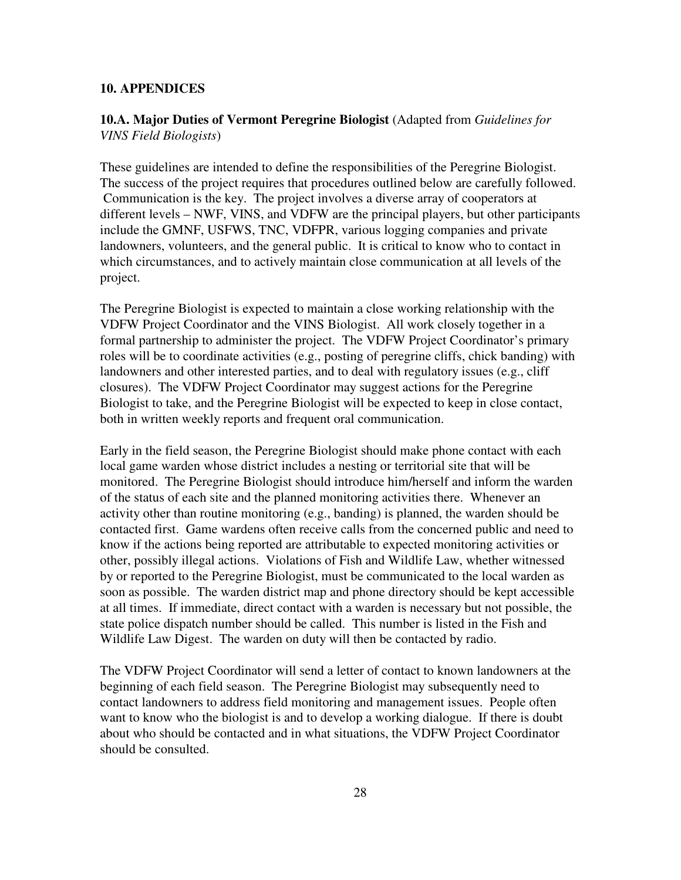## 10. APPENDICES

### 10.A. Major Duties of Vermont Peregrine Biologist (Adapted from *Guidelines for VINS Field Biologists*)

These guidelines are intended to define the responsibilities of the Peregrine Biologist. The success of the project requires that procedures outlined below are carefully followed. Communication is the key. The project involves a diverse array of cooperators at different levels – NWF, VINS, and VDFW are the principal players, but other participants include the GMNF, USFWS, TNC, VDFPR, various logging companies and private landowners, volunteers, and the general public. It is critical to know who to contact in which circumstances, and to actively maintain close communication at all levels of the project.

The Peregrine Biologist is expected to maintain a close working relationship with the VDFW Project Coordinator and the VINS Biologist. All work closely together in a formal partnership to administer the project. The VDFW Project Coordinator's primary roles will be to coordinate activities (e.g., posting of peregrine cliffs, chick banding) with landowners and other interested parties, and to deal with regulatory issues (e.g., cliff closures). The VDFW Project Coordinator may suggest actions for the Peregrine Biologist to take, and the Peregrine Biologist will be expected to keep in close contact, both in written weekly reports and frequent oral communication.

Early in the field season, the Peregrine Biologist should make phone contact with each local game warden whose district includes a nesting or territorial site that will be monitored. The Peregrine Biologist should introduce him/herself and inform the warden of the status of each site and the planned monitoring activities there. Whenever an activity other than routine monitoring (e.g., banding) is planned, the warden should be contacted first. Game wardens often receive calls from the concerned public and need to know if the actions being reported are attributable to expected monitoring activities or other, possibly illegal actions. Violations of Fish and Wildlife Law, whether witnessed by or reported to the Peregrine Biologist, must be communicated to the local warden as soon as possible. The warden district map and phone directory should be kept accessible at all times. If immediate, direct contact with a warden is necessary but not possible, the state police dispatch number should be called. This number is listed in the Fish and Wildlife Law Digest. The warden on duty will then be contacted by radio.

The VDFW Project Coordinator will send a letter of contact to known landowners at the beginning of each field season. The Peregrine Biologist may subsequently need to contact landowners to address field monitoring and management issues. People often want to know who the biologist is and to develop a working dialogue. If there is doubt about who should be contacted and in what situations, the VDFW Project Coordinator should be consulted.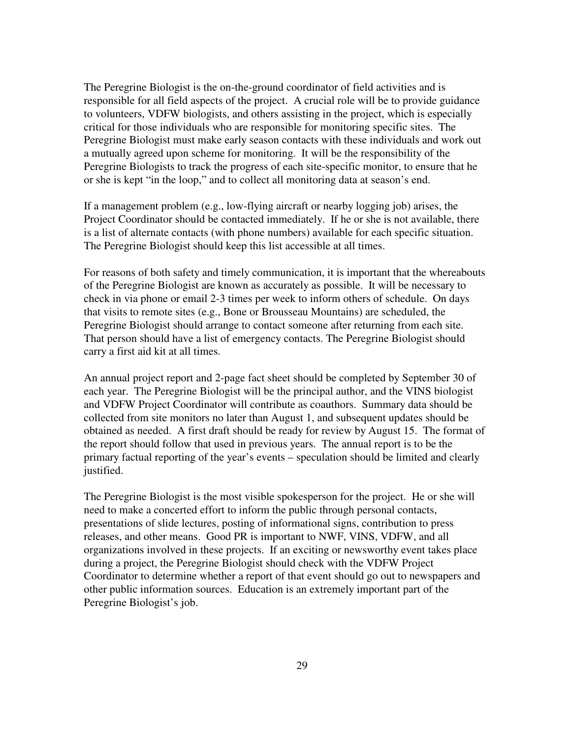The Peregrine Biologist is the on-the-ground coordinator of field activities and is responsible for all field aspects of the project. A crucial role will be to provide guidance to volunteers, VDFW biologists, and others assisting in the project, which is especially critical for those individuals who are responsible for monitoring specific sites. The Peregrine Biologist must make early season contacts with these individuals and work out a mutually agreed upon scheme for monitoring. It will be the responsibility of the Peregrine Biologists to track the progress of each site-specific monitor, to ensure that he or she is kept "in the loop," and to collect all monitoring data at season's end.

If a management problem (e.g., low-flying aircraft or nearby logging job) arises, the Project Coordinator should be contacted immediately. If he or she is not available, there is a list of alternate contacts (with phone numbers) available for each specific situation. The Peregrine Biologist should keep this list accessible at all times.

For reasons of both safety and timely communication, it is important that the whereabouts of the Peregrine Biologist are known as accurately as possible. It will be necessary to check in via phone or email 2-3 times per week to inform others of schedule. On days that visits to remote sites (e.g., Bone or Brousseau Mountains) are scheduled, the Peregrine Biologist should arrange to contact someone after returning from each site. That person should have a list of emergency contacts. The Peregrine Biologist should carry a first aid kit at all times.

An annual project report and 2-page fact sheet should be completed by September 30 of each year. The Peregrine Biologist will be the principal author, and the VINS biologist and VDFW Project Coordinator will contribute as coauthors. Summary data should be collected from site monitors no later than August 1, and subsequent updates should be obtained as needed. A first draft should be ready for review by August 15. The format of the report should follow that used in previous years. The annual report is to be the primary factual reporting of the year's events – speculation should be limited and clearly justified.

The Peregrine Biologist is the most visible spokesperson for the project. He or she will need to make a concerted effort to inform the public through personal contacts, presentations of slide lectures, posting of informational signs, contribution to press releases, and other means. Good PR is important to NWF, VINS, VDFW, and all organizations involved in these projects. If an exciting or newsworthy event takes place during a project, the Peregrine Biologist should check with the VDFW Project Coordinator to determine whether a report of that event should go out to newspapers and other public information sources. Education is an extremely important part of the Peregrine Biologist's job.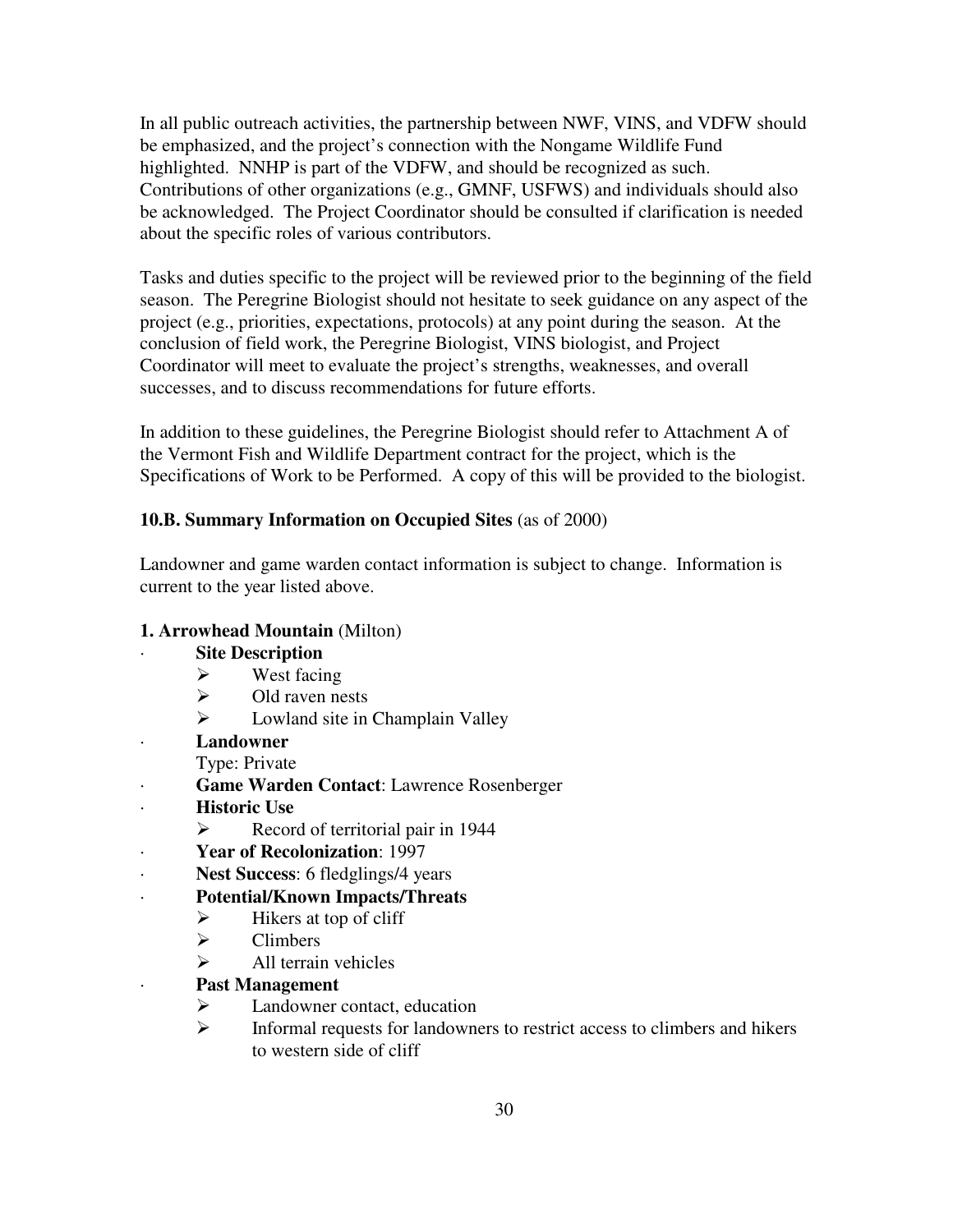In all public outreach activities, the partnership between NWF, VINS, and VDFW should be emphasized, and the project's connection with the Nongame Wildlife Fund highlighted. NNHP is part of the VDFW, and should be recognized as such. Contributions of other organizations (e.g., GMNF, USFWS) and individuals should also be acknowledged. The Project Coordinator should be consulted if clarification is needed about the specific roles of various contributors.

Tasks and duties specific to the project will be reviewed prior to the beginning of the field season. The Peregrine Biologist should not hesitate to seek guidance on any aspect of the project (e.g., priorities, expectations, protocols) at any point during the season. At the conclusion of field work, the Peregrine Biologist, VINS biologist, and Project Coordinator will meet to evaluate the project's strengths, weaknesses, and overall successes, and to discuss recommendations for future efforts.

In addition to these guidelines, the Peregrine Biologist should refer to Attachment A of the Vermont Fish and Wildlife Department contract for the project, which is the Specifications of Work to be Performed. A copy of this will be provided to the biologist.

### 10.B. Summary Information on Occupied Sites (as of 2000)

Landowner and game warden contact information is subject to change. Information is current to the year listed above.

**1. Arrowhead Mountain** (Milton)

- **Site Description**
  - West facing
  - Old raven nests
  - Lowland site in Champlain Valley
- **Landowner**
  Type: Private
- **Game Warden Contact**: Lawrence Rosenberger
- **Historic Use**
  - Record of territorial pair in 1944
- **Year of Recolonization**: 1997
- **Nest Success**: 6 fledglings/4 years
- **Potential/Known Impacts/Threats**
  - Hikers at top of cliff
  - Climbers
  - All terrain vehicles
- **Past Management**
  - Landowner contact, education
  - Informal requests for landowners to restrict access to climbers and hikers to western side of cliff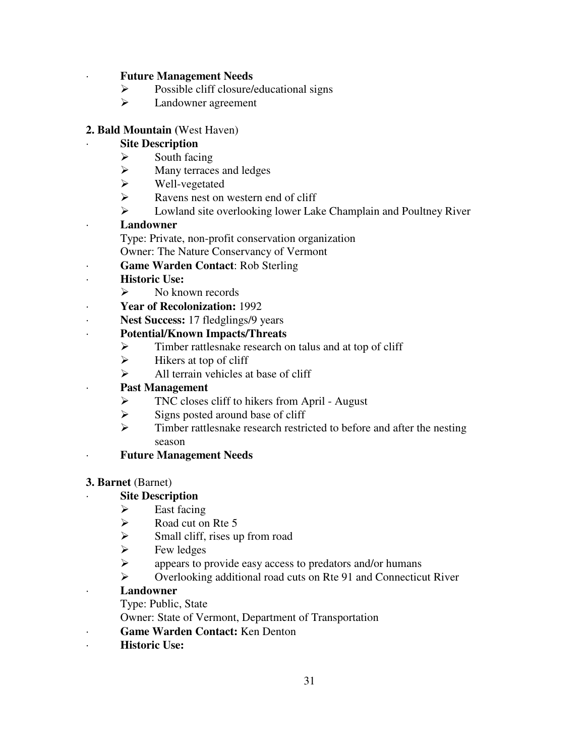- **Future Management Needs**
  - Possible cliff closure/educational signs
  - Landowner agreement

**2. Bald Mountain (**West Haven)

- **Site Description**
  - South facing
  - Many terraces and ledges
  - Well-vegetated
  - Ravens nest on western end of cliff
  - Lowland site overlooking lower Lake Champlain and Poultney River
- **Landowner**

  Type: Private, non-profit conservation organization

  Owner: The Nature Conservancy of Vermont
- **Game Warden Contact**: Rob Sterling
- **Historic Use:**
  - No known records
- **Year of Recolonization:** 1992
- **Nest Success:** 17 fledglings/9 years
- **Potential/Known Impacts/Threats**
  - Timber rattlesnake research on talus and at top of cliff
  - Hikers at top of cliff
  - All terrain vehicles at base of cliff
- **Past Management**
  - TNC closes cliff to hikers from April - August
  - Signs posted around base of cliff
  - Timber rattlesnake research restricted to before and after the nesting season
- **Future Management Needs**

**3. Barnet** (Barnet)

- **Site Description**
  - East facing
  - Road cut on Rte 5
  - Small cliff, rises up from road
  - Few ledges
  - appears to provide easy access to predators and/or humans
  - Overlooking additional road cuts on Rte 91 and Connecticut River
- **Landowner**

  Type: Public, State

  Owner: State of Vermont, Department of Transportation
- **Game Warden Contact:** Ken Denton
- **Historic Use:**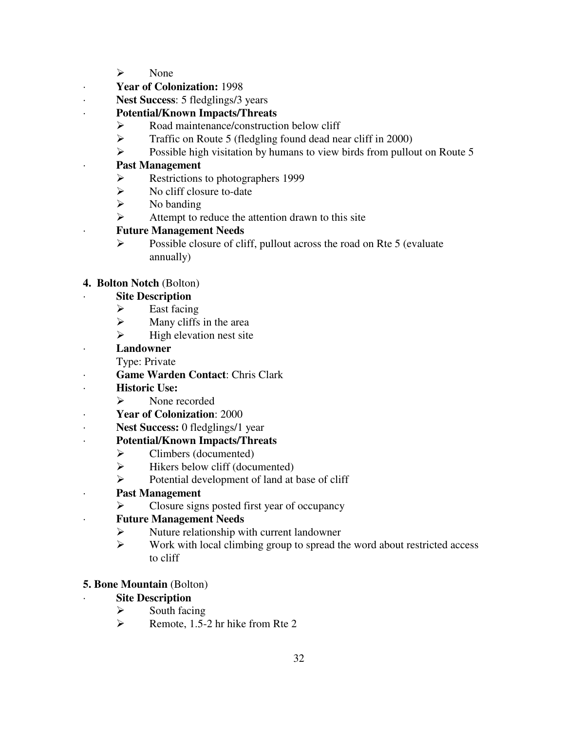- None
- **Year of Colonization:** 1998
- **Nest Success**: 5 fledglings/3 years
- **Potential/Known Impacts/Threats**
  - Road maintenance/construction below cliff
  - Traffic on Route 5 (fledgling found dead near cliff in 2000)
  - Possible high visitation by humans to view birds from pullout on Route 5
- **Past Management**
  - Restrictions to photographers 1999
  - No cliff closure to-date
  - No banding
  - Attempt to reduce the attention drawn to this site
- **Future Management Needs**
  - Possible closure of cliff, pullout across the road on Rte 5 (evaluate annually)

**4. Bolton Notch** (Bolton)

- **Site Description**
  - East facing
  - Many cliffs in the area
  - High elevation nest site
- **Landowner**

  Type: Private
- **Game Warden Contact**: Chris Clark
- **Historic Use:**
  - None recorded
- **Year of Colonization**: 2000
- **Nest Success:** 0 fledglings/1 year
- **Potential/Known Impacts/Threats**
  - Climbers (documented)
  - Hikers below cliff (documented)
  - Potential development of land at base of cliff
- **Past Management**
  - Closure signs posted first year of occupancy
- **Future Management Needs**
  - Nuture relationship with current landowner
  - Work with local climbing group to spread the word about restricted access to cliff

**5. Bone Mountain** (Bolton)

- **Site Description**
  - South facing
  - Remote, 1.5-2 hr hike from Rte 2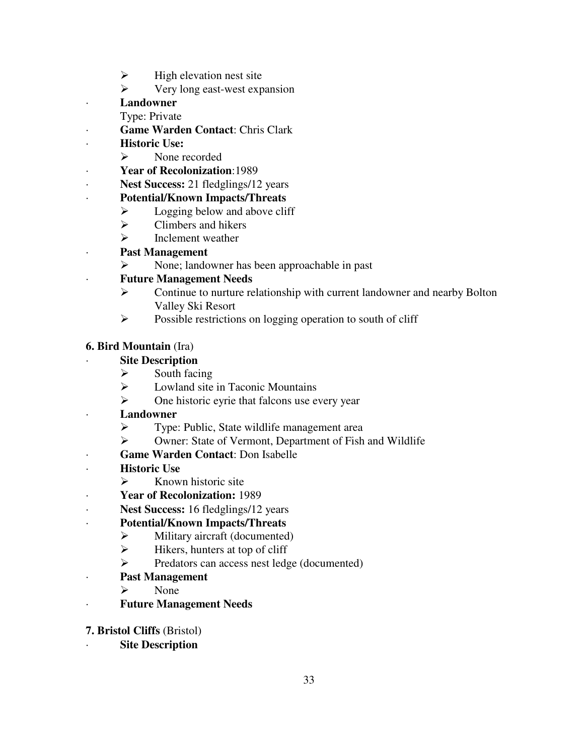- High elevation nest site
- Very long east-west expansion

- **Landowner**
  Type: Private
- **Game Warden Contact**: Chris Clark
- **Historic Use:**
  - None recorded
- **Year of Recolonization**:1989
- **Nest Success:** 21 fledglings/12 years
- **Potential/Known Impacts/Threats**
  - Logging below and above cliff
  - Climbers and hikers
  - Inclement weather
- **Past Management**
  - None; landowner has been approachable in past
- **Future Management Needs**
  - Continue to nurture relationship with current landowner and nearby Bolton Valley Ski Resort
  - Possible restrictions on logging operation to south of cliff

**6. Bird Mountain** (Ira)

- **Site Description**
  - South facing
  - Lowland site in Taconic Mountains
  - One historic eyrie that falcons use every year
- **Landowner**
  - Type: Public, State wildlife management area
  - Owner: State of Vermont, Department of Fish and Wildlife
- **Game Warden Contact**: Don Isabelle
- **Historic Use**
  - Known historic site
- **Year of Recolonization:** 1989
- **Nest Success:** 16 fledglings/12 years
- **Potential/Known Impacts/Threats**
  - Military aircraft (documented)
  - Hikers, hunters at top of cliff
  - Predators can access nest ledge (documented)
- **Past Management**
  - None
- **Future Management Needs**

**7. Bristol Cliffs** (Bristol)

- **Site Description**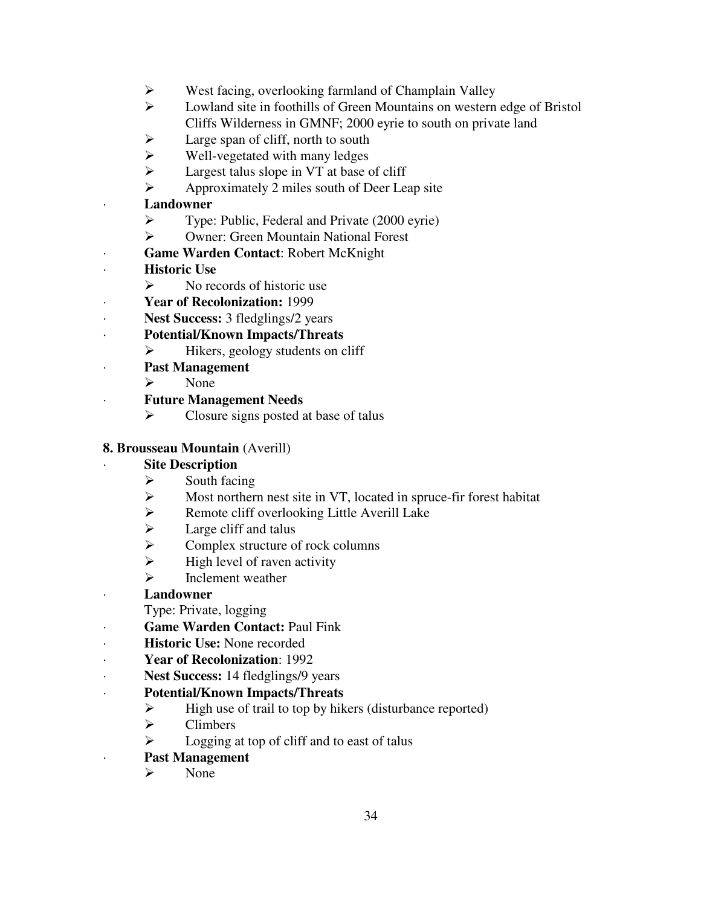- West facing, overlooking farmland of Champlain Valley
- Lowland site in foothills of Green Mountains on western edge of Bristol Cliffs Wilderness in GMNF; 2000 eyrie to south on private land
- Large span of cliff, north to south
- Well-vegetated with many ledges
- Largest talus slope in VT at base of cliff
- Approximately 2 miles south of Deer Leap site

- **Landowner**
  - Type: Public, Federal and Private (2000 eyrie)
  - Owner: Green Mountain National Forest
- **Game Warden Contact**: Robert McKnight
- **Historic Use**
  - No records of historic use
- **Year of Recolonization:** 1999
- **Nest Success:** 3 fledglings/2 years
- **Potential/Known Impacts/Threats**
  - Hikers, geology students on cliff
- **Past Management**
  - None
- **Future Management Needs**
  - Closure signs posted at base of talus

**8. Brousseau Mountain** (Averill)

- **Site Description**
  - South facing
  - Most northern nest site in VT, located in spruce-fir forest habitat
  - Remote cliff overlooking Little Averill Lake
  - Large cliff and talus
  - Complex structure of rock columns
  - High level of raven activity
  - Inclement weather
- **Landowner**

  Type: Private, logging
- **Game Warden Contact:** Paul Fink
- **Historic Use:** None recorded
- **Year of Recolonization**: 1992
- **Nest Success:** 14 fledglings/9 years
- **Potential/Known Impacts/Threats**
  - High use of trail to top by hikers (disturbance reported)
  - Climbers
  - Logging at top of cliff and to east of talus
- **Past Management**
  - None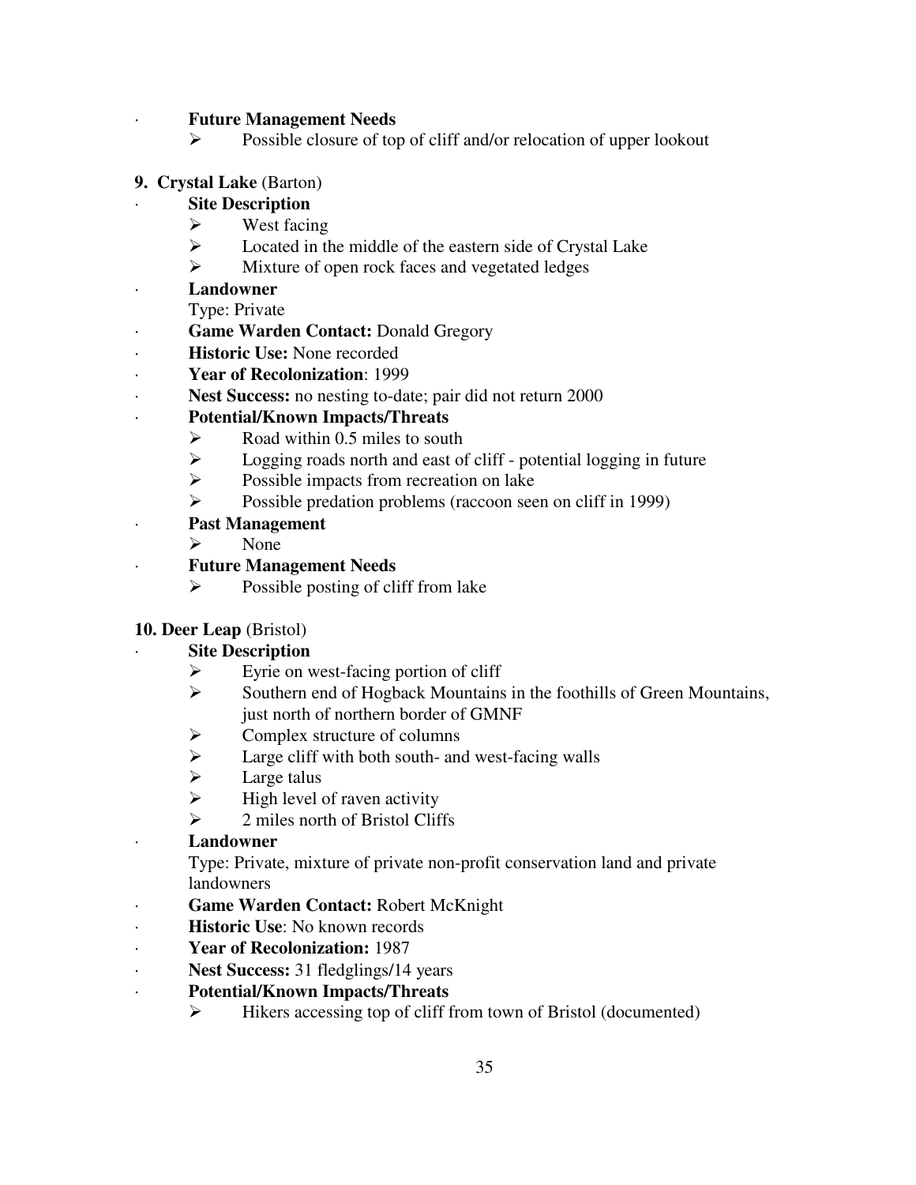- **Future Management Needs**
  - Possible closure of top of cliff and/or relocation of upper lookout

**9. Crystal Lake** (Barton)

- **Site Description**
  - West facing
  - Located in the middle of the eastern side of Crystal Lake
  - Mixture of open rock faces and vegetated ledges
- **Landowner**

  Type: Private
- **Game Warden Contact:** Donald Gregory
- **Historic Use:** None recorded
- **Year of Recolonization**: 1999
- **Nest Success:** no nesting to-date; pair did not return 2000
- **Potential/Known Impacts/Threats**
  - Road within 0.5 miles to south
  - Logging roads north and east of cliff - potential logging in future
  - Possible impacts from recreation on lake
  - Possible predation problems (raccoon seen on cliff in 1999)
- **Past Management**
  - None
- **Future Management Needs**
  - Possible posting of cliff from lake

**10. Deer Leap** (Bristol)

- **Site Description**
  - Eyrie on west-facing portion of cliff
  - Southern end of Hogback Mountains in the foothills of Green Mountains, just north of northern border of GMNF
  - Complex structure of columns
  - Large cliff with both south- and west-facing walls
  - Large talus
  - High level of raven activity
  - 2 miles north of Bristol Cliffs
- **Landowner**

  Type: Private, mixture of private non-profit conservation land and private landowners
- **Game Warden Contact:** Robert McKnight
- **Historic Use**: No known records
- **Year of Recolonization:** 1987
- **Nest Success:** 31 fledglings/14 years
- **Potential/Known Impacts/Threats**
  - Hikers accessing top of cliff from town of Bristol (documented)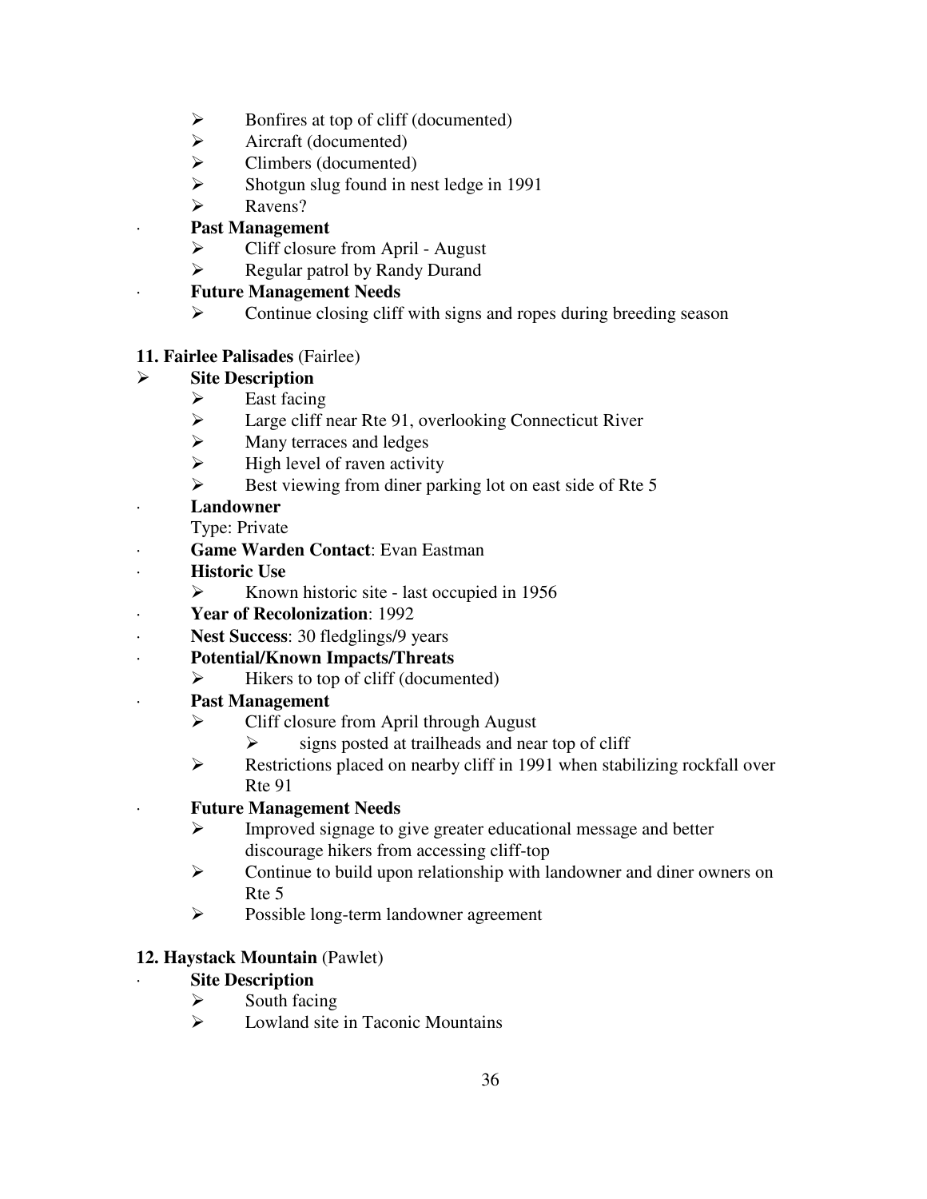- Bonfires at top of cliff (documented)
- Aircraft (documented)
- Climbers (documented)
- Shotgun slug found in nest ledge in 1991
- Ravens?

- **Past Management**
  - Cliff closure from April - August
  - Regular patrol by Randy Durand
- **Future Management Needs**
  - Continue closing cliff with signs and ropes during breeding season

**11. Fairlee Palisades** (Fairlee)

- **Site Description**
  - East facing
  - Large cliff near Rte 91, overlooking Connecticut River
  - Many terraces and ledges
  - High level of raven activity
  - Best viewing from diner parking lot on east side of Rte 5
- **Landowner**
  
  Type: Private
- **Game Warden Contact**: Evan Eastman
- **Historic Use**
  - Known historic site - last occupied in 1956
- **Year of Recolonization**: 1992
- **Nest Success**: 30 fledglings/9 years
- **Potential/Known Impacts/Threats**
  - Hikers to top of cliff (documented)
- **Past Management**
  - Cliff closure from April through August
    - signs posted at trailheads and near top of cliff
  - Restrictions placed on nearby cliff in 1991 when stabilizing rockfall over Rte 91
- **Future Management Needs**
  - Improved signage to give greater educational message and better discourage hikers from accessing cliff-top
  - Continue to build upon relationship with landowner and diner owners on Rte 5
  - Possible long-term landowner agreement

**12. Haystack Mountain** (Pawlet)

- **Site Description**
  - South facing
  - Lowland site in Taconic Mountains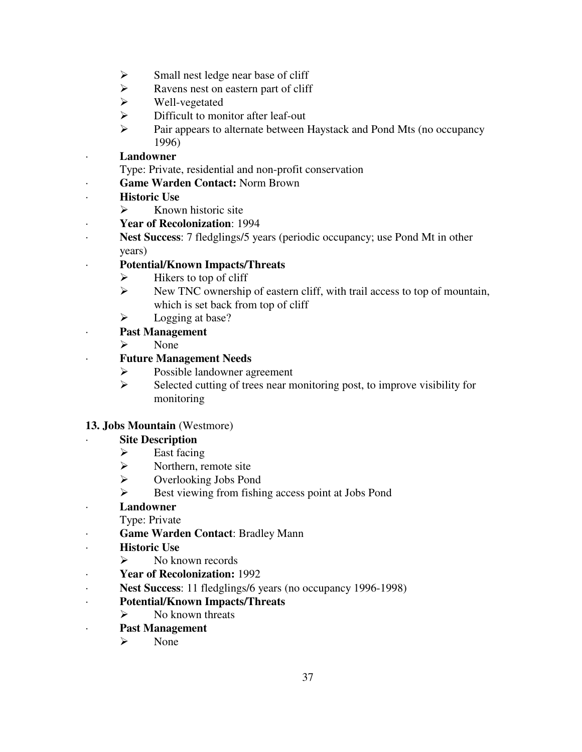- Small nest ledge near base of cliff
- Ravens nest on eastern part of cliff
- Well-vegetated
- Difficult to monitor after leaf-out
- Pair appears to alternate between Haystack and Pond Mts (no occupancy 1996)

- **Landowner**
  Type: Private, residential and non-profit conservation
- **Game Warden Contact:** Norm Brown
- **Historic Use**
  - Known historic site
- **Year of Recolonization**: 1994
- **Nest Success**: 7 fledglings/5 years (periodic occupancy; use Pond Mt in other years)
- **Potential/Known Impacts/Threats**
  - Hikers to top of cliff
  - New TNC ownership of eastern cliff, with trail access to top of mountain, which is set back from top of cliff
  - Logging at base?
- **Past Management**
  - None
- **Future Management Needs**
  - Possible landowner agreement
  - Selected cutting of trees near monitoring post, to improve visibility for monitoring

**13. Jobs Mountain** (Westmore)

- **Site Description**
  - East facing
  - Northern, remote site
  - Overlooking Jobs Pond
  - Best viewing from fishing access point at Jobs Pond
- **Landowner**
  Type: Private
- **Game Warden Contact**: Bradley Mann
- **Historic Use**
  - No known records
- **Year of Recolonization:** 1992
- **Nest Success**: 11 fledglings/6 years (no occupancy 1996-1998)
- **Potential/Known Impacts/Threats**
  - No known threats
- **Past Management**
  - None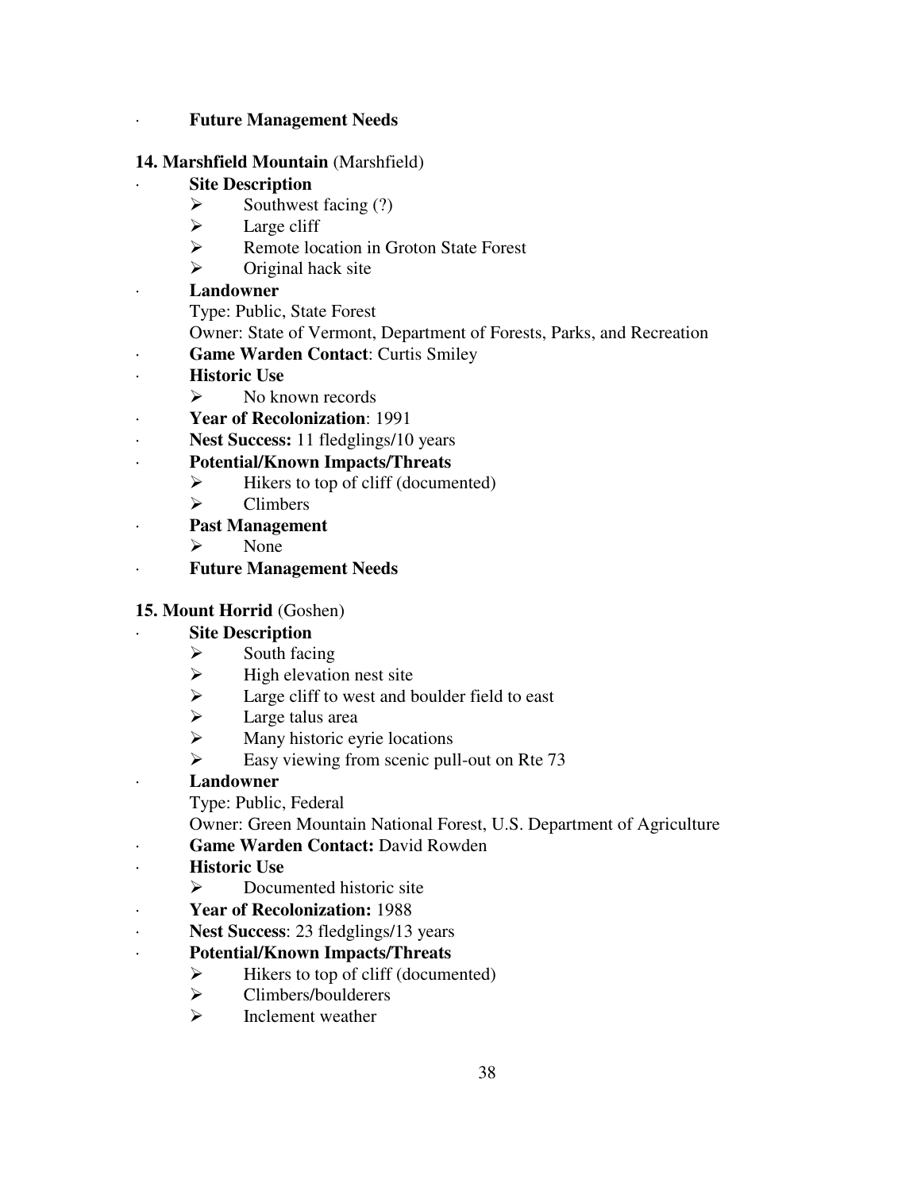- **Future Management Needs**

**14. Marshfield Mountain** (Marshfield)

- **Site Description**
  - Southwest facing (?)
  - Large cliff
  - Remote location in Groton State Forest
  - Original hack site
- **Landowner**

  Type: Public, State Forest

  Owner: State of Vermont, Department of Forests, Parks, and Recreation
- **Game Warden Contact**: Curtis Smiley
- **Historic Use**
  - No known records
- **Year of Recolonization**: 1991
- **Nest Success:** 11 fledglings/10 years
- **Potential/Known Impacts/Threats**
  - Hikers to top of cliff (documented)
  - Climbers
- **Past Management**
  - None
- **Future Management Needs**

**15. Mount Horrid** (Goshen)

- **Site Description**
  - South facing
  - High elevation nest site
  - Large cliff to west and boulder field to east
  - Large talus area
  - Many historic eyrie locations
  - Easy viewing from scenic pull-out on Rte 73
- **Landowner**

  Type: Public, Federal

  Owner: Green Mountain National Forest, U.S. Department of Agriculture
- **Game Warden Contact:** David Rowden
- **Historic Use**
  - Documented historic site
- **Year of Recolonization:** 1988
- **Nest Success**: 23 fledglings/13 years
- **Potential/Known Impacts/Threats**
  - Hikers to top of cliff (documented)
  - Climbers/boulderers
  - Inclement weather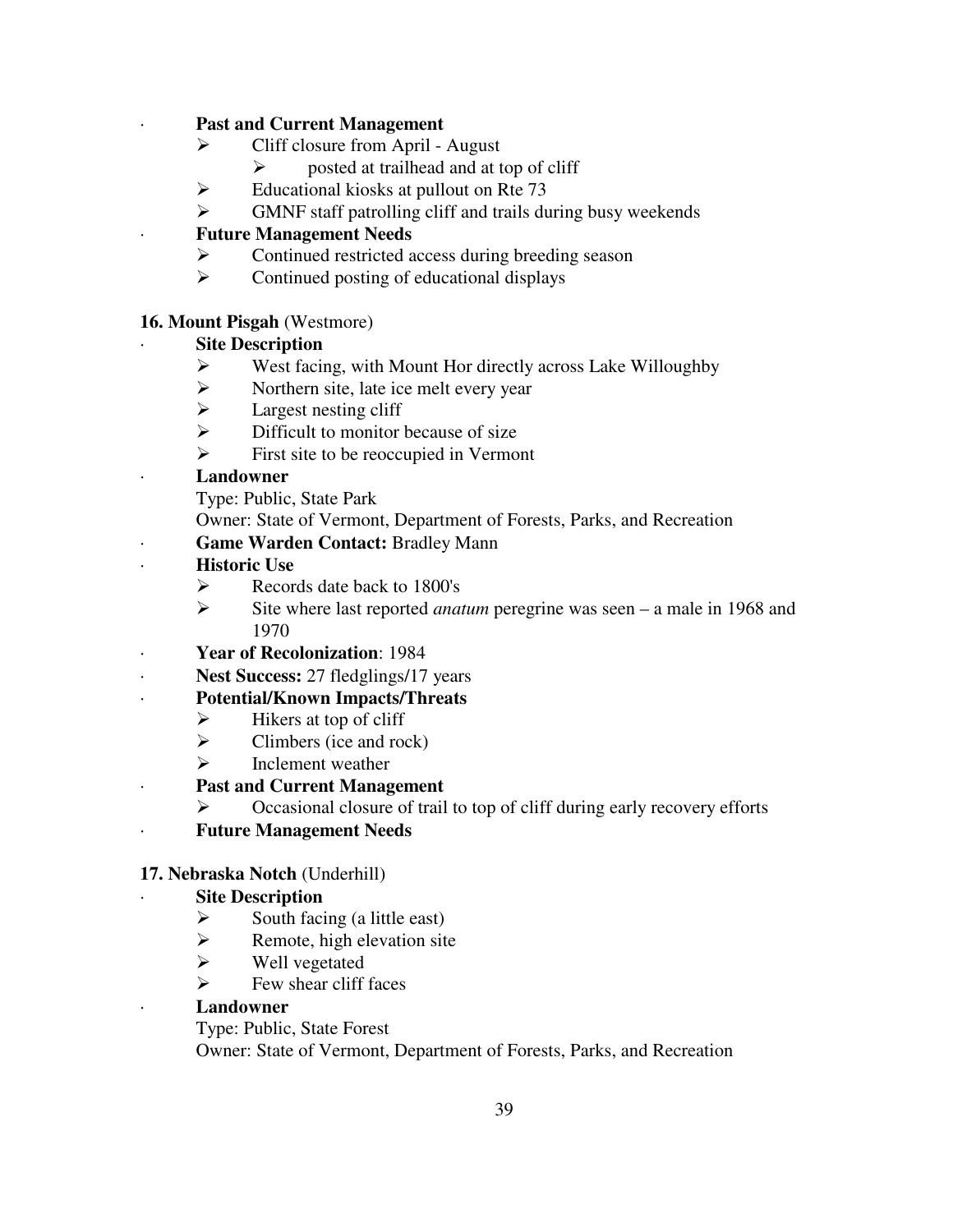- **Past and Current Management**
  - Cliff closure from April - August
    - posted at trailhead and at top of cliff
  - Educational kiosks at pullout on Rte 73
  - GMNF staff patrolling cliff and trails during busy weekends
- **Future Management Needs**
  - Continued restricted access during breeding season
  - Continued posting of educational displays

**16. Mount Pisgah** (Westmore)

- **Site Description**
  - West facing, with Mount Hor directly across Lake Willoughby
  - Northern site, late ice melt every year
  - Largest nesting cliff
  - Difficult to monitor because of size
  - First site to be reoccupied in Vermont
- **Landowner**

  Type: Public, State Park

  Owner: State of Vermont, Department of Forests, Parks, and Recreation
- **Game Warden Contact:** Bradley Mann
- **Historic Use**
  - Records date back to 1800's
  - Site where last reported *anatum* peregrine was seen – a male in 1968 and 1970
- **Year of Recolonization**: 1984
- **Nest Success:** 27 fledglings/17 years
- **Potential/Known Impacts/Threats**
  - Hikers at top of cliff
  - Climbers (ice and rock)
  - Inclement weather
- **Past and Current Management**
  - Occasional closure of trail to top of cliff during early recovery efforts
- **Future Management Needs**

**17. Nebraska Notch** (Underhill)

- **Site Description**
  - South facing (a little east)
  - Remote, high elevation site
  - Well vegetated
  - Few shear cliff faces
- **Landowner**

  Type: Public, State Forest

  Owner: State of Vermont, Department of Forests, Parks, and Recreation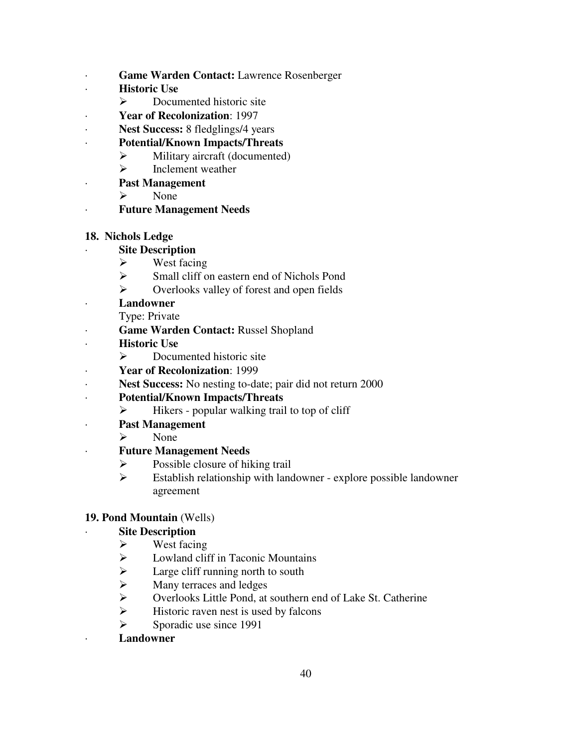- **Game Warden Contact:** Lawrence Rosenberger
- **Historic Use**
  - Documented historic site
- **Year of Recolonization**: 1997
- **Nest Success:** 8 fledglings/4 years
- **Potential/Known Impacts/Threats**
  - Military aircraft (documented)
  - Inclement weather
- **Past Management**
  - None
- **Future Management Needs**

**18. Nichols Ledge**

- **Site Description**
  - West facing
  - Small cliff on eastern end of Nichols Pond
  - Overlooks valley of forest and open fields
- **Landowner**

  Type: Private
- **Game Warden Contact:** Russel Shopland
- **Historic Use**
  - Documented historic site
- **Year of Recolonization**: 1999
- **Nest Success:** No nesting to-date; pair did not return 2000
- **Potential/Known Impacts/Threats**
  - Hikers - popular walking trail to top of cliff
- **Past Management**
  - None
- **Future Management Needs**
  - Possible closure of hiking trail
  - Establish relationship with landowner - explore possible landowner agreement

**19. Pond Mountain** (Wells)

- **Site Description**
  - West facing
  - Lowland cliff in Taconic Mountains
  - Large cliff running north to south
  - Many terraces and ledges
  - Overlooks Little Pond, at southern end of Lake St. Catherine
  - Historic raven nest is used by falcons
  - Sporadic use since 1991
- **Landowner**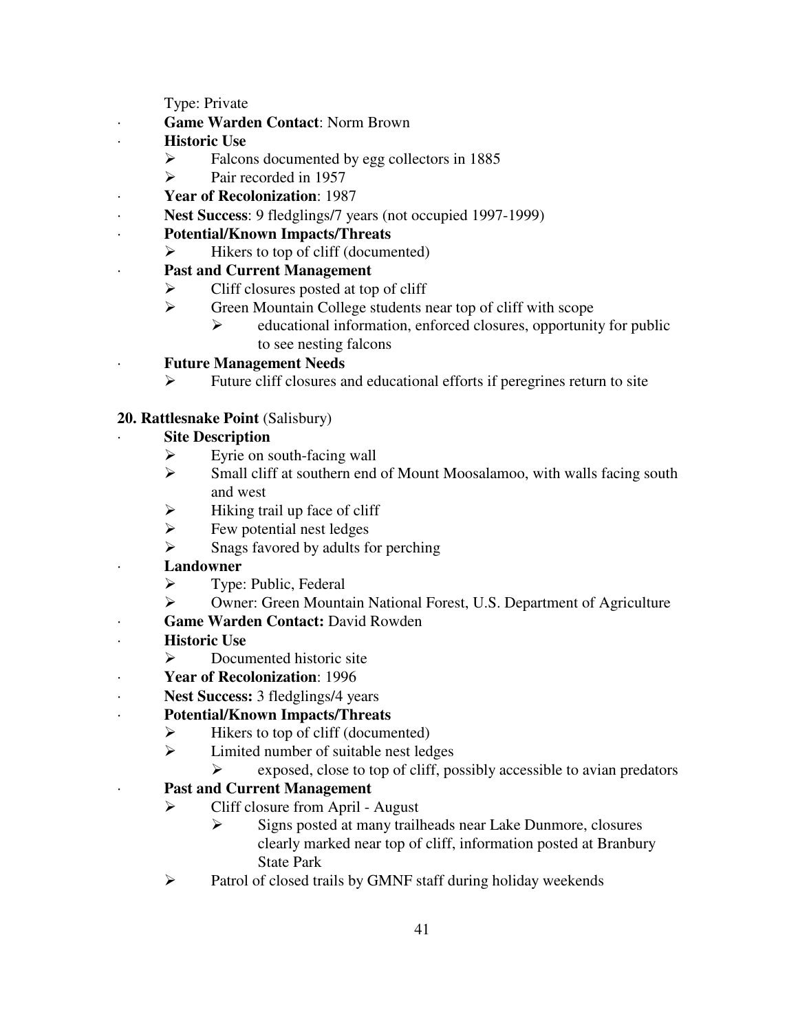Type: Private

- **Game Warden Contact**: Norm Brown
- **Historic Use**
  - Falcons documented by egg collectors in 1885
  - Pair recorded in 1957
- **Year of Recolonization**: 1987
- **Nest Success**: 9 fledglings/7 years (not occupied 1997-1999)
- **Potential/Known Impacts/Threats**
  - Hikers to top of cliff (documented)
- **Past and Current Management**
  - Cliff closures posted at top of cliff
  - Green Mountain College students near top of cliff with scope
    - educational information, enforced closures, opportunity for public to see nesting falcons
- **Future Management Needs**
  - Future cliff closures and educational efforts if peregrines return to site

**20. Rattlesnake Point** (Salisbury)

- **Site Description**
  - Eyrie on south-facing wall
  - Small cliff at southern end of Mount Moosalamoo, with walls facing south and west
  - Hiking trail up face of cliff
  - Few potential nest ledges
  - Snags favored by adults for perching
- **Landowner**
  - Type: Public, Federal
  - Owner: Green Mountain National Forest, U.S. Department of Agriculture
- **Game Warden Contact:** David Rowden
- **Historic Use**
  - Documented historic site
- **Year of Recolonization**: 1996
- **Nest Success:** 3 fledglings/4 years
- **Potential/Known Impacts/Threats**
  - Hikers to top of cliff (documented)
  - Limited number of suitable nest ledges
    - exposed, close to top of cliff, possibly accessible to avian predators
- **Past and Current Management**
  - Cliff closure from April - August
    - Signs posted at many trailheads near Lake Dunmore, closures clearly marked near top of cliff, information posted at Branbury State Park
  - Patrol of closed trails by GMNF staff during holiday weekends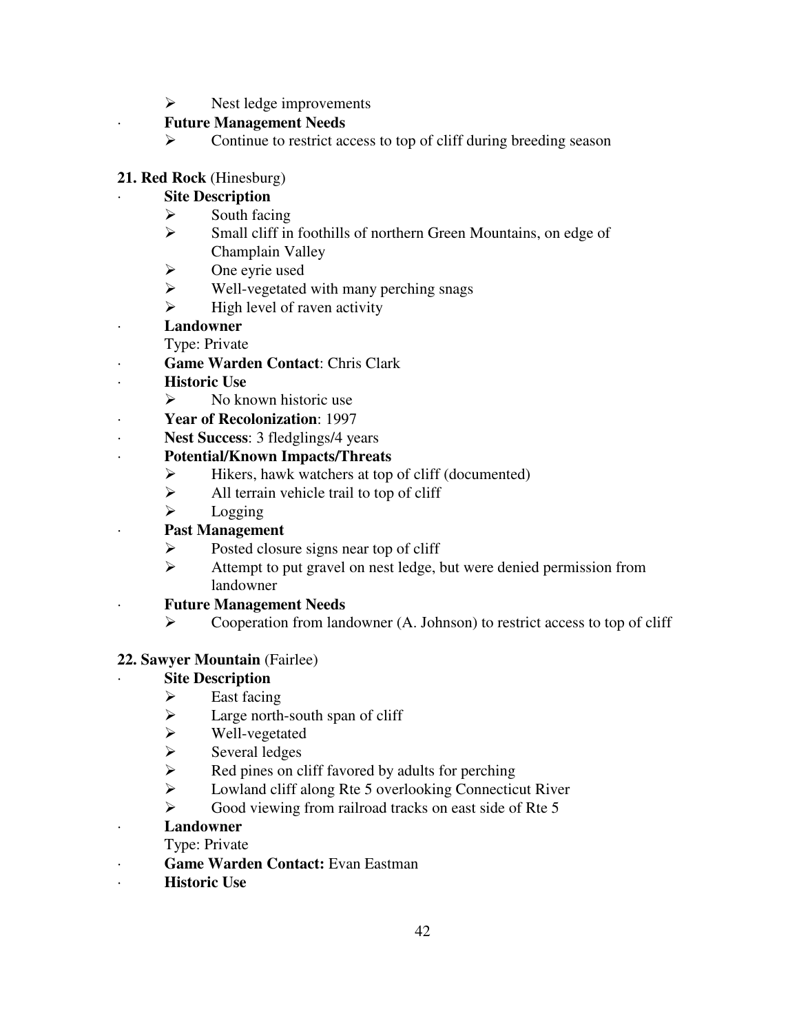- Nest ledge improvements

- **Future Management Needs**
  - Continue to restrict access to top of cliff during breeding season

**21. Red Rock** (Hinesburg)

- **Site Description**
  - South facing
  - Small cliff in foothills of northern Green Mountains, on edge of Champlain Valley
  - One eyrie used
  - Well-vegetated with many perching snags
  - High level of raven activity
- **Landowner**

  Type: Private
- **Game Warden Contact**: Chris Clark
- **Historic Use**
  - No known historic use
- **Year of Recolonization**: 1997
- **Nest Success**: 3 fledglings/4 years
- **Potential/Known Impacts/Threats**
  - Hikers, hawk watchers at top of cliff (documented)
  - All terrain vehicle trail to top of cliff
  - Logging
- **Past Management**
  - Posted closure signs near top of cliff
  - Attempt to put gravel on nest ledge, but were denied permission from landowner
- **Future Management Needs**
  - Cooperation from landowner (A. Johnson) to restrict access to top of cliff

**22. Sawyer Mountain** (Fairlee)

- **Site Description**
  - East facing
  - Large north-south span of cliff
  - Well-vegetated
  - Several ledges
  - Red pines on cliff favored by adults for perching
  - Lowland cliff along Rte 5 overlooking Connecticut River
  - Good viewing from railroad tracks on east side of Rte 5
- **Landowner**

  Type: Private
- **Game Warden Contact:** Evan Eastman
- **Historic Use**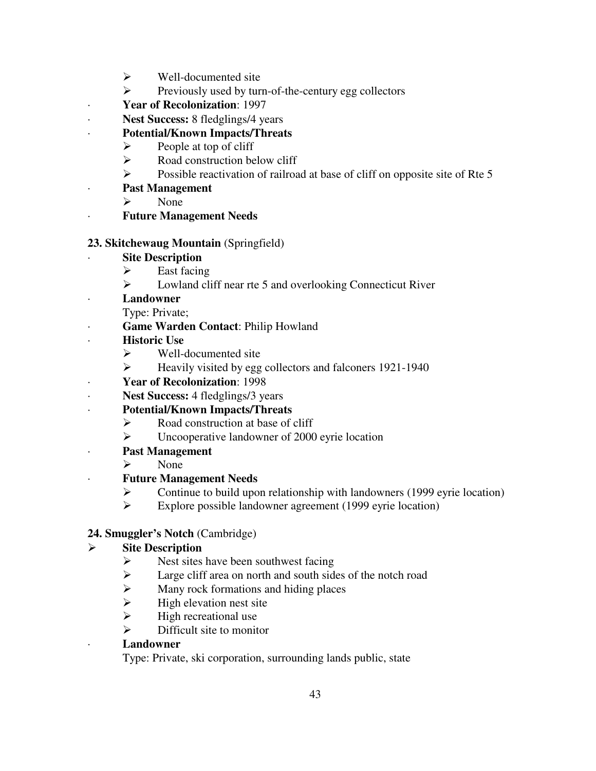- Well-documented site
  - Previously used by turn-of-the-century egg collectors
- **Year of Recolonization**: 1997
- **Nest Success:** 8 fledglings/4 years
- **Potential/Known Impacts/Threats**
  - People at top of cliff
  - Road construction below cliff
  - Possible reactivation of railroad at base of cliff on opposite site of Rte 5
- **Past Management**
  - None
- **Future Management Needs**

**23. Skitchewaug Mountain** (Springfield)

- **Site Description**
  - East facing
  - Lowland cliff near rte 5 and overlooking Connecticut River
- **Landowner**

  Type: Private;
- **Game Warden Contact**: Philip Howland
- **Historic Use**
  - Well-documented site
  - Heavily visited by egg collectors and falconers 1921-1940
- **Year of Recolonization**: 1998
- **Nest Success:** 4 fledglings/3 years
- **Potential/Known Impacts/Threats**
  - Road construction at base of cliff
  - Uncooperative landowner of 2000 eyrie location
- **Past Management**
  - None
- **Future Management Needs**
  - Continue to build upon relationship with landowners (1999 eyrie location)
  - Explore possible landowner agreement (1999 eyrie location)

**24. Smuggler's Notch** (Cambridge)

- **Site Description**
  - Nest sites have been southwest facing
  - Large cliff area on north and south sides of the notch road
  - Many rock formations and hiding places
  - High elevation nest site
  - High recreational use
  - Difficult site to monitor
- **Landowner**

  Type: Private, ski corporation, surrounding lands public, state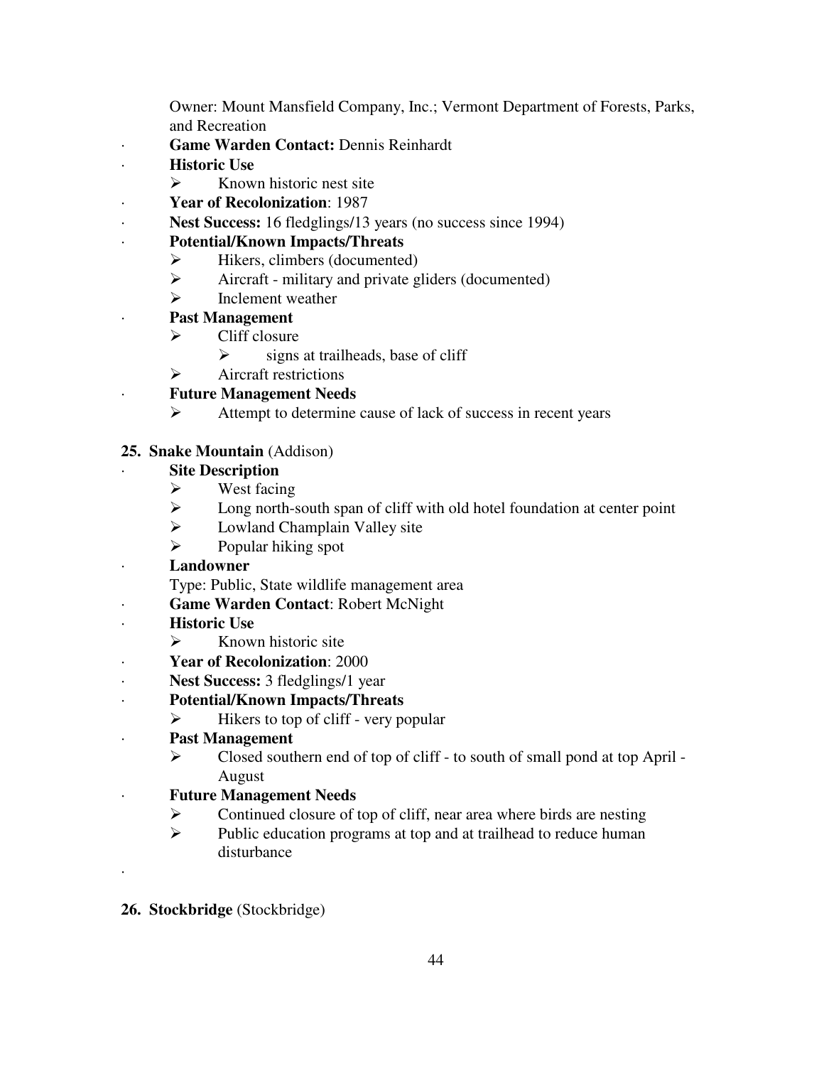Owner: Mount Mansfield Company, Inc.; Vermont Department of Forests, Parks, and Recreation

- **Game Warden Contact:** Dennis Reinhardt
- **Historic Use**
  - Known historic nest site
- **Year of Recolonization**: 1987
- **Nest Success:** 16 fledglings/13 years (no success since 1994)
- **Potential/Known Impacts/Threats**
  - Hikers, climbers (documented)
  - Aircraft - military and private gliders (documented)
  - Inclement weather
- **Past Management**
  - Cliff closure
    - signs at trailheads, base of cliff
  - Aircraft restrictions
- **Future Management Needs**
  - Attempt to determine cause of lack of success in recent years

**25. Snake Mountain** (Addison)

- **Site Description**
  - West facing
  - Long north-south span of cliff with old hotel foundation at center point
  - Lowland Champlain Valley site
  - Popular hiking spot
- **Landowner**

  Type: Public, State wildlife management area
- **Game Warden Contact**: Robert McNight
- **Historic Use**
  - Known historic site
- **Year of Recolonization**: 2000
- **Nest Success:** 3 fledglings/1 year
- **Potential/Known Impacts/Threats**
  - Hikers to top of cliff - very popular
- **Past Management**
  - Closed southern end of top of cliff - to south of small pond at top April - August
- **Future Management Needs**
  - Continued closure of top of cliff, near area where birds are nesting
  - Public education programs at top and at trailhead to reduce human disturbance

**26. Stockbridge** (Stockbridge)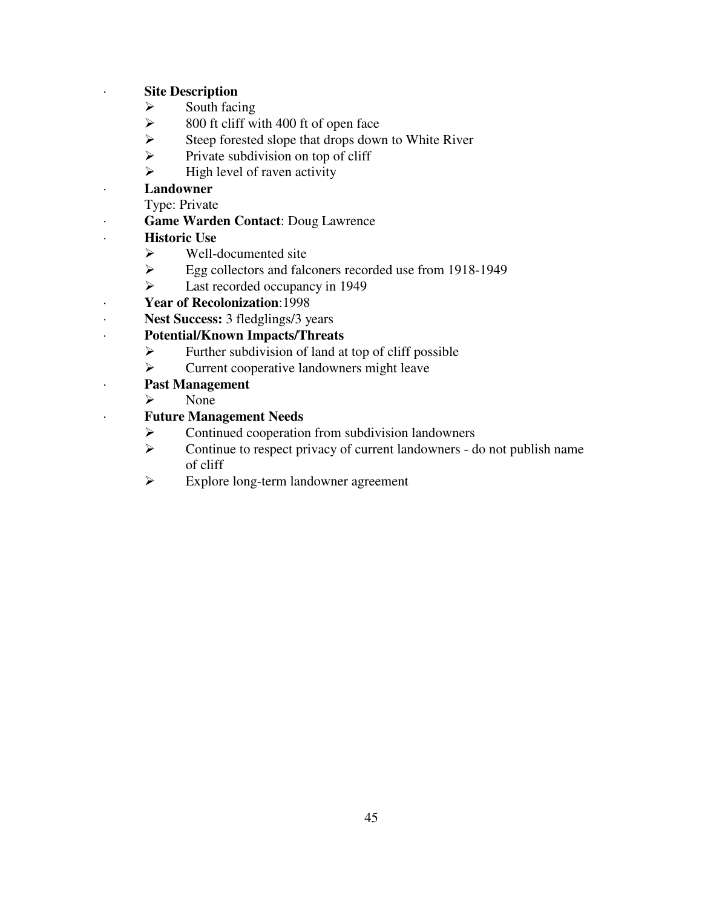- **Site Description**
  - South facing
  - 800 ft cliff with 400 ft of open face
  - Steep forested slope that drops down to White River
  - Private subdivision on top of cliff
  - High level of raven activity
- **Landowner**

  Type: Private
- **Game Warden Contact**: Doug Lawrence
- **Historic Use**
  - Well-documented site
  - Egg collectors and falconers recorded use from 1918-1949
  - Last recorded occupancy in 1949
- **Year of Recolonization**:1998
- **Nest Success:** 3 fledglings/3 years
- **Potential/Known Impacts/Threats**
  - Further subdivision of land at top of cliff possible
  - Current cooperative landowners might leave
- **Past Management**
  - None
- **Future Management Needs**
  - Continued cooperation from subdivision landowners
  - Continue to respect privacy of current landowners - do not publish name of cliff
  - Explore long-term landowner agreement